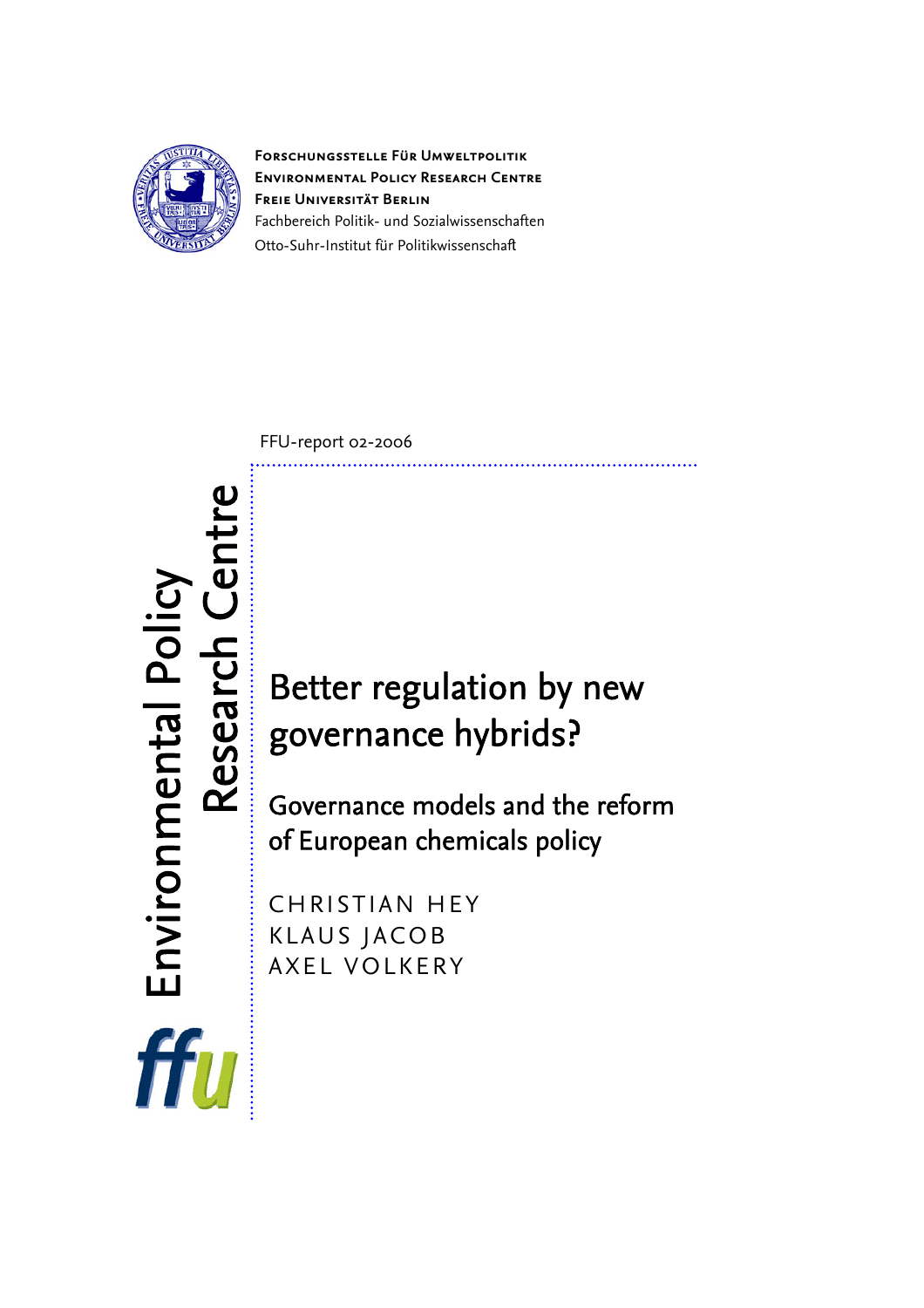**Forschungsstelle Für Umweltpolitik**
**Environmental Policy Research Centre**
**Freie Universität Berlin**
Fachbereich Politik- und Sozialwissenschaften
Otto-Suhr-Institut für Politikwissenschaft

FFU-report 02-2006

Environmental Policy Research Centre

# Better regulation by new governance hybrids?

## Governance models and the reform of European chemicals policy

CHRISTIAN HEY
KLAUS JACOB
AXEL VOLKERY

ffu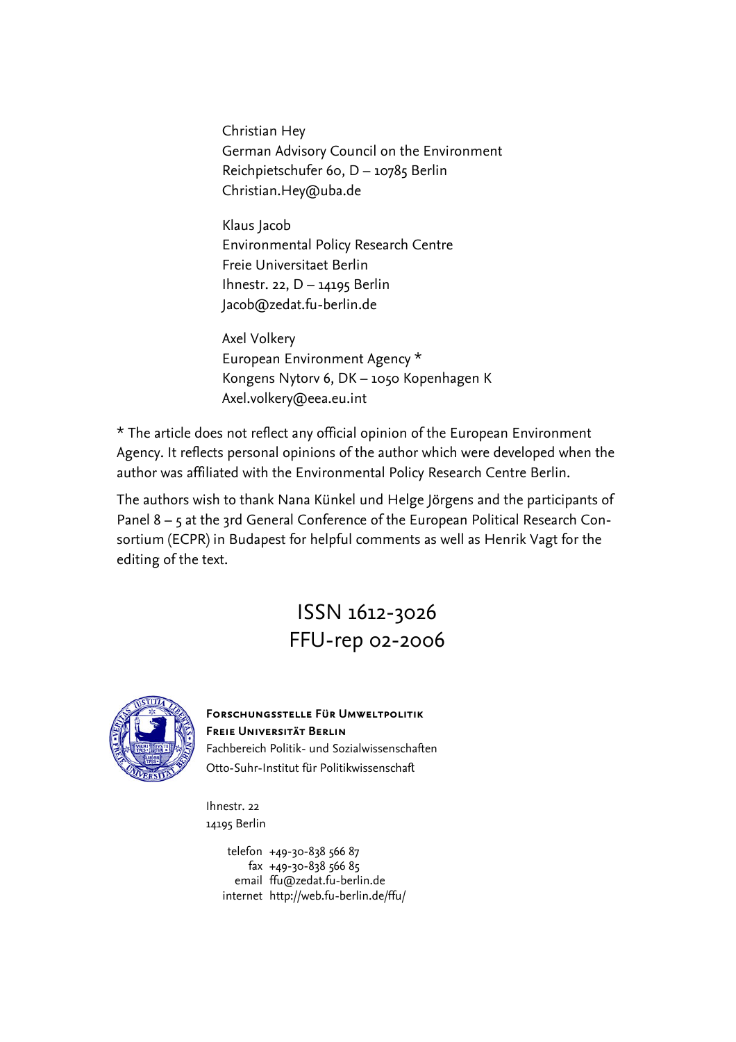Christian Hey
German Advisory Council on the Environment
Reichpietschufer 60, D – 10785 Berlin
Christian.Hey@uba.de

Klaus Jacob
Environmental Policy Research Centre
Freie Universitaet Berlin
Ihnestr. 22, D – 14195 Berlin
Jacob@zedat.fu-berlin.de

Axel Volkery
European Environment Agency *
Kongens Nytorv 6, DK – 1050 Kopenhagen K
Axel.volkery@eea.eu.int

* The article does not reflect any official opinion of the European Environment Agency. It reflects personal opinions of the author which were developed when the author was affiliated with the Environmental Policy Research Centre Berlin.

The authors wish to thank Nana Künkel und Helge Jörgens and the participants of Panel 8 – 5 at the 3rd General Conference of the European Political Research Consortium (ECPR) in Budapest for helpful comments as well as Henrik Vagt for the editing of the text.

ISSN 1612-3026
FFU-rep 02-2006

**Forschungsstelle Für Umweltpolitik**
**Freie Universität Berlin**
Fachbereich Politik- und Sozialwissenschaften
Otto-Suhr-Institut für Politikwissenschaft

Ihnestr. 22
14195 Berlin

telefon +49-30-838 566 87
fax +49-30-838 566 85
email ffu@zedat.fu-berlin.de
internet http://web.fu-berlin.de/ffu/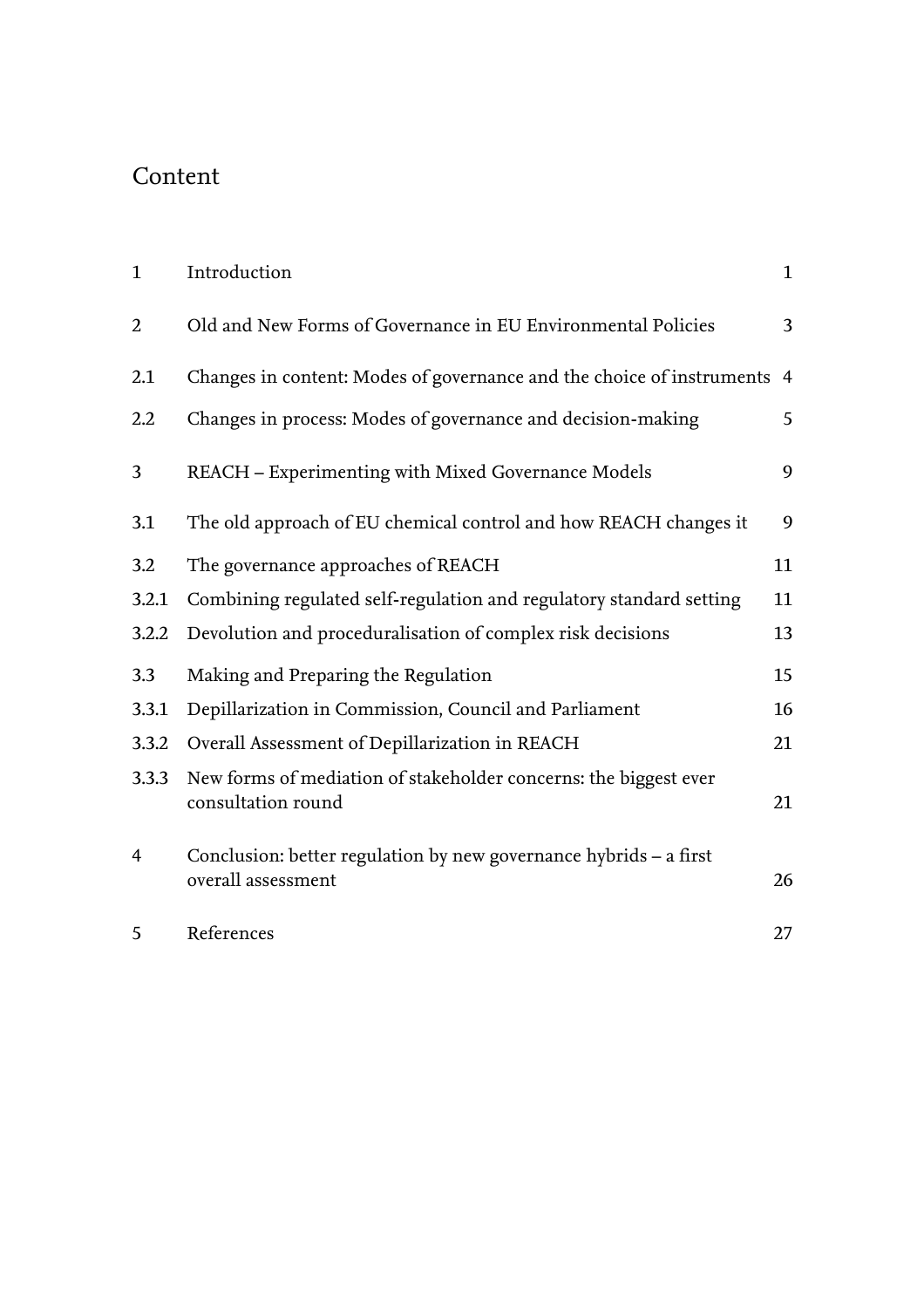# Content

| | | |
|---|---|---|
| 1 | Introduction | 1 |
| 2 | Old and New Forms of Governance in EU Environmental Policies | 3 |
| 2.1 | Changes in content: Modes of governance and the choice of instruments | 4 |
| 2.2 | Changes in process: Modes of governance and decision-making | 5 |
| 3 | REACH – Experimenting with Mixed Governance Models | 9 |
| 3.1 | The old approach of EU chemical control and how REACH changes it | 9 |
| 3.2 | The governance approaches of REACH | 11 |
| 3.2.1 | Combining regulated self-regulation and regulatory standard setting | 11 |
| 3.2.2 | Devolution and proceduralisation of complex risk decisions | 13 |
| 3.3 | Making and Preparing the Regulation | 15 |
| 3.3.1 | Depillarization in Commission, Council and Parliament | 16 |
| 3.3.2 | Overall Assessment of Depillarization in REACH | 21 |
| 3.3.3 | New forms of mediation of stakeholder concerns: the biggest ever consultation round | 21 |
| 4 | Conclusion: better regulation by new governance hybrids – a first overall assessment | 26 |
| 5 | References | 27 |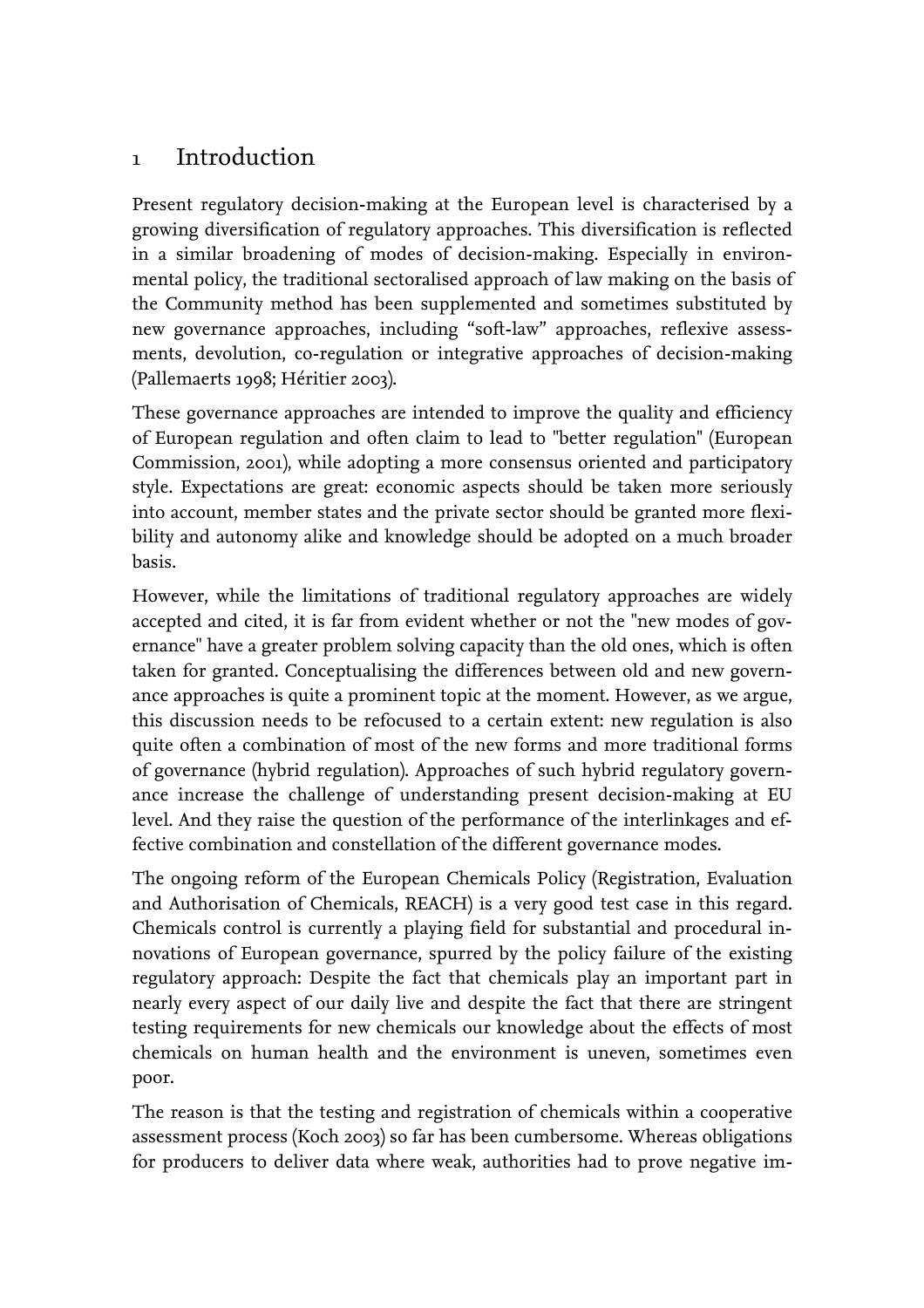# 1 Introduction

Present regulatory decision-making at the European level is characterised by a growing diversification of regulatory approaches. This diversification is reflected in a similar broadening of modes of decision-making. Especially in environmental policy, the traditional sectoralised approach of law making on the basis of the Community method has been supplemented and sometimes substituted by new governance approaches, including "soft-law" approaches, reflexive assessments, devolution, co-regulation or integrative approaches of decision-making (Pallemaerts 1998; Héritier 2003).

These governance approaches are intended to improve the quality and efficiency of European regulation and often claim to lead to "better regulation" (European Commission, 2001), while adopting a more consensus oriented and participatory style. Expectations are great: economic aspects should be taken more seriously into account, member states and the private sector should be granted more flexibility and autonomy alike and knowledge should be adopted on a much broader basis.

However, while the limitations of traditional regulatory approaches are widely accepted and cited, it is far from evident whether or not the "new modes of governance" have a greater problem solving capacity than the old ones, which is often taken for granted. Conceptualising the differences between old and new governance approaches is quite a prominent topic at the moment. However, as we argue, this discussion needs to be refocused to a certain extent: new regulation is also quite often a combination of most of the new forms and more traditional forms of governance (hybrid regulation). Approaches of such hybrid regulatory governance increase the challenge of understanding present decision-making at EU level. And they raise the question of the performance of the interlinkages and effective combination and constellation of the different governance modes.

The ongoing reform of the European Chemicals Policy (Registration, Evaluation and Authorisation of Chemicals, REACH) is a very good test case in this regard. Chemicals control is currently a playing field for substantial and procedural innovations of European governance, spurred by the policy failure of the existing regulatory approach: Despite the fact that chemicals play an important part in nearly every aspect of our daily live and despite the fact that there are stringent testing requirements for new chemicals our knowledge about the effects of most chemicals on human health and the environment is uneven, sometimes even poor.

The reason is that the testing and registration of chemicals within a cooperative assessment process (Koch 2003) so far has been cumbersome. Whereas obligations for producers to deliver data where weak, authorities had to prove negative im-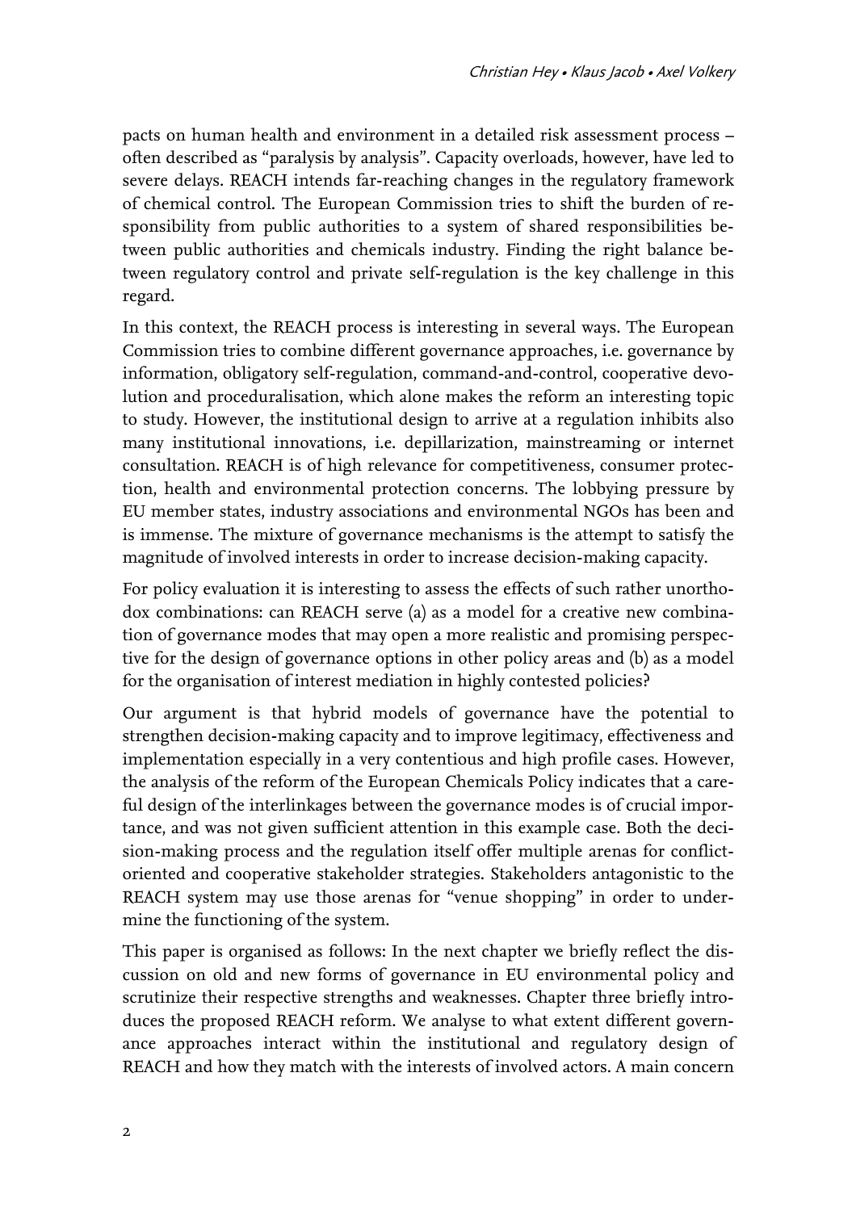pacts on human health and environment in a detailed risk assessment process – often described as "paralysis by analysis". Capacity overloads, however, have led to severe delays. REACH intends far-reaching changes in the regulatory framework of chemical control. The European Commission tries to shift the burden of responsibility from public authorities to a system of shared responsibilities between public authorities and chemicals industry. Finding the right balance between regulatory control and private self-regulation is the key challenge in this regard.

In this context, the REACH process is interesting in several ways. The European Commission tries to combine different governance approaches, i.e. governance by information, obligatory self-regulation, command-and-control, cooperative devolution and proceduralisation, which alone makes the reform an interesting topic to study. However, the institutional design to arrive at a regulation inhibits also many institutional innovations, i.e. depillarization, mainstreaming or internet consultation. REACH is of high relevance for competitiveness, consumer protection, health and environmental protection concerns. The lobbying pressure by EU member states, industry associations and environmental NGOs has been and is immense. The mixture of governance mechanisms is the attempt to satisfy the magnitude of involved interests in order to increase decision-making capacity.

For policy evaluation it is interesting to assess the effects of such rather unorthodox combinations: can REACH serve (a) as a model for a creative new combination of governance modes that may open a more realistic and promising perspective for the design of governance options in other policy areas and (b) as a model for the organisation of interest mediation in highly contested policies?

Our argument is that hybrid models of governance have the potential to strengthen decision-making capacity and to improve legitimacy, effectiveness and implementation especially in a very contentious and high profile cases. However, the analysis of the reform of the European Chemicals Policy indicates that a careful design of the interlinkages between the governance modes is of crucial importance, and was not given sufficient attention in this example case. Both the decision-making process and the regulation itself offer multiple arenas for conflict-oriented and cooperative stakeholder strategies. Stakeholders antagonistic to the REACH system may use those arenas for "venue shopping" in order to undermine the functioning of the system.

This paper is organised as follows: In the next chapter we briefly reflect the discussion on old and new forms of governance in EU environmental policy and scrutinize their respective strengths and weaknesses. Chapter three briefly introduces the proposed REACH reform. We analyse to what extent different governance approaches interact within the institutional and regulatory design of REACH and how they match with the interests of involved actors. A main concern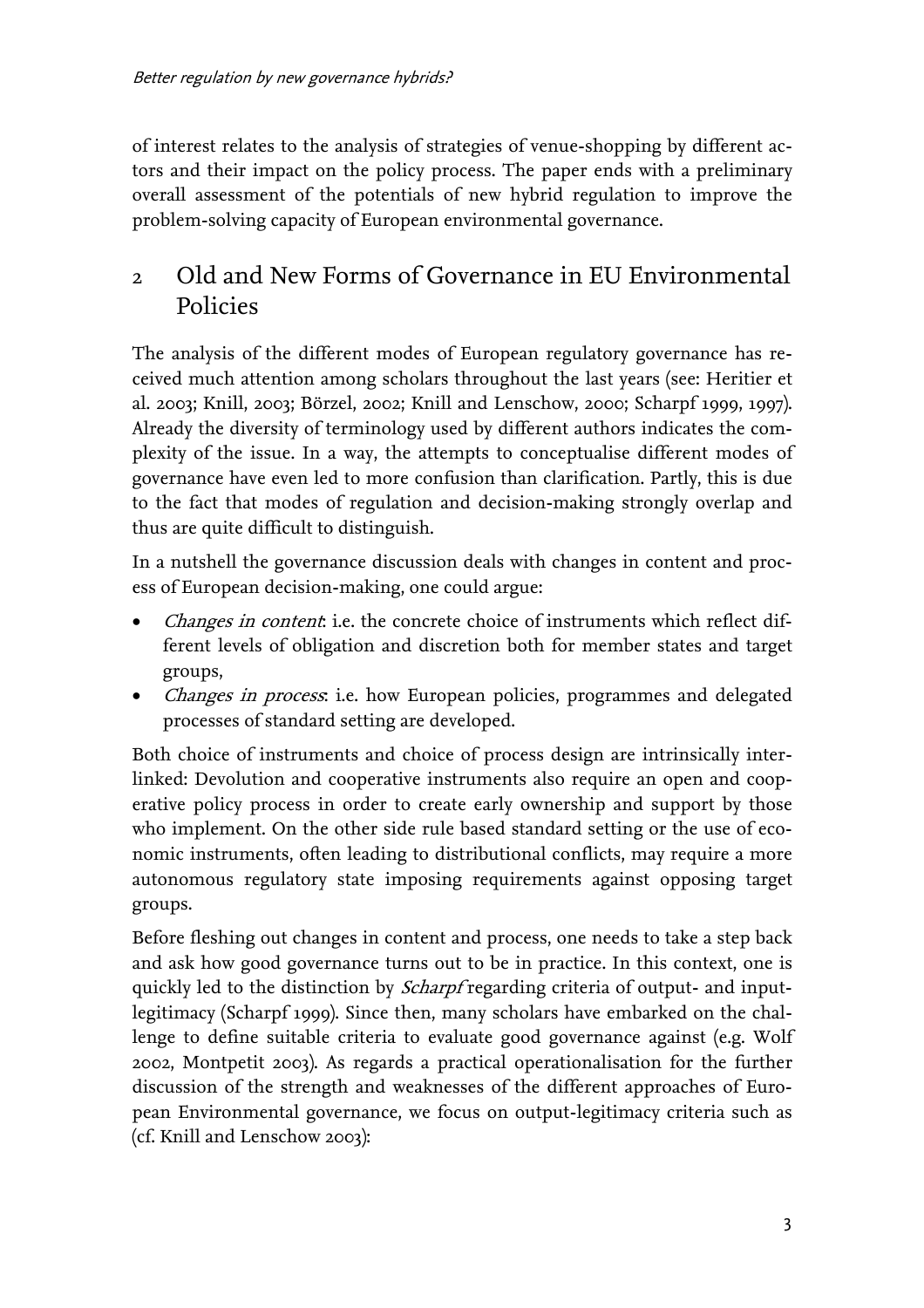of interest relates to the analysis of strategies of venue-shopping by different actors and their impact on the policy process. The paper ends with a preliminary overall assessment of the potentials of new hybrid regulation to improve the problem-solving capacity of European environmental governance.

## 2 Old and New Forms of Governance in EU Environmental Policies

The analysis of the different modes of European regulatory governance has received much attention among scholars throughout the last years (see: Heritier et al. 2003; Knill, 2003; Börzel, 2002; Knill and Lenschow, 2000; Scharpf 1999, 1997). Already the diversity of terminology used by different authors indicates the complexity of the issue. In a way, the attempts to conceptualise different modes of governance have even led to more confusion than clarification. Partly, this is due to the fact that modes of regulation and decision-making strongly overlap and thus are quite difficult to distinguish.

In a nutshell the governance discussion deals with changes in content and process of European decision-making, one could argue:

- *Changes in content*: i.e. the concrete choice of instruments which reflect different levels of obligation and discretion both for member states and target groups,
- *Changes in process*: i.e. how European policies, programmes and delegated processes of standard setting are developed.

Both choice of instruments and choice of process design are intrinsically interlinked: Devolution and cooperative instruments also require an open and cooperative policy process in order to create early ownership and support by those who implement. On the other side rule based standard setting or the use of economic instruments, often leading to distributional conflicts, may require a more autonomous regulatory state imposing requirements against opposing target groups.

Before fleshing out changes in content and process, one needs to take a step back and ask how good governance turns out to be in practice. In this context, one is quickly led to the distinction by *Scharpf* regarding criteria of output- and input-legitimacy (Scharpf 1999). Since then, many scholars have embarked on the challenge to define suitable criteria to evaluate good governance against (e.g. Wolf 2002, Montpetit 2003). As regards a practical operationalisation for the further discussion of the strength and weaknesses of the different approaches of European Environmental governance, we focus on output-legitimacy criteria such as (cf. Knill and Lenschow 2003):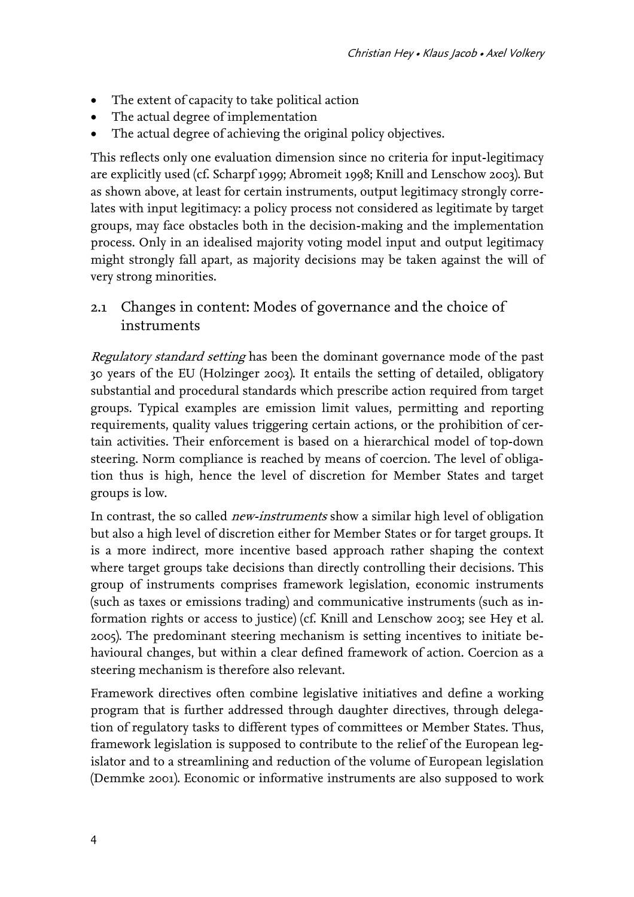- The extent of capacity to take political action
- The actual degree of implementation
- The actual degree of achieving the original policy objectives.

This reflects only one evaluation dimension since no criteria for input-legitimacy are explicitly used (cf. Scharpf 1999; Abromeit 1998; Knill and Lenschow 2003). But as shown above, at least for certain instruments, output legitimacy strongly correlates with input legitimacy: a policy process not considered as legitimate by target groups, may face obstacles both in the decision-making and the implementation process. Only in an idealised majority voting model input and output legitimacy might strongly fall apart, as majority decisions may be taken against the will of very strong minorities.

## 2.1 Changes in content: Modes of governance and the choice of instruments

*Regulatory standard setting* has been the dominant governance mode of the past 30 years of the EU (Holzinger 2003). It entails the setting of detailed, obligatory substantial and procedural standards which prescribe action required from target groups. Typical examples are emission limit values, permitting and reporting requirements, quality values triggering certain actions, or the prohibition of certain activities. Their enforcement is based on a hierarchical model of top-down steering. Norm compliance is reached by means of coercion. The level of obligation thus is high, hence the level of discretion for Member States and target groups is low.

In contrast, the so called *new-instruments* show a similar high level of obligation but also a high level of discretion either for Member States or for target groups. It is a more indirect, more incentive based approach rather shaping the context where target groups take decisions than directly controlling their decisions. This group of instruments comprises framework legislation, economic instruments (such as taxes or emissions trading) and communicative instruments (such as information rights or access to justice) (cf. Knill and Lenschow 2003; see Hey et al. 2005). The predominant steering mechanism is setting incentives to initiate behavioural changes, but within a clear defined framework of action. Coercion as a steering mechanism is therefore also relevant.

Framework directives often combine legislative initiatives and define a working program that is further addressed through daughter directives, through delegation of regulatory tasks to different types of committees or Member States. Thus, framework legislation is supposed to contribute to the relief of the European legislator and to a streamlining and reduction of the volume of European legislation (Demmke 2001). Economic or informative instruments are also supposed to work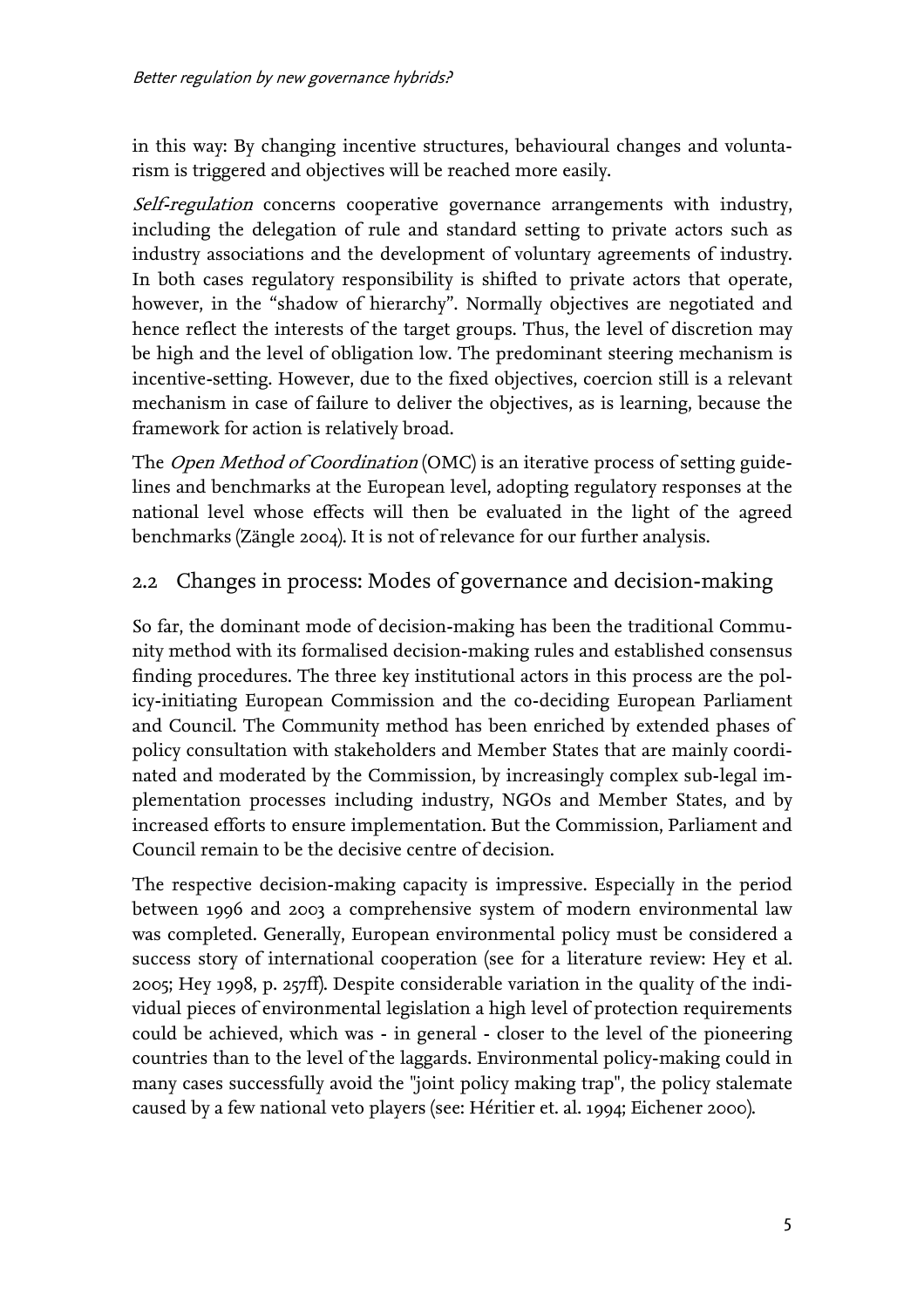in this way: By changing incentive structures, behavioural changes and voluntarism is triggered and objectives will be reached more easily.

*Self-regulation* concerns cooperative governance arrangements with industry, including the delegation of rule and standard setting to private actors such as industry associations and the development of voluntary agreements of industry. In both cases regulatory responsibility is shifted to private actors that operate, however, in the "shadow of hierarchy". Normally objectives are negotiated and hence reflect the interests of the target groups. Thus, the level of discretion may be high and the level of obligation low. The predominant steering mechanism is incentive-setting. However, due to the fixed objectives, coercion still is a relevant mechanism in case of failure to deliver the objectives, as is learning, because the framework for action is relatively broad.

The *Open Method of Coordination* (OMC) is an iterative process of setting guidelines and benchmarks at the European level, adopting regulatory responses at the national level whose effects will then be evaluated in the light of the agreed benchmarks (Zängle 2004). It is not of relevance for our further analysis.

## 2.2 Changes in process: Modes of governance and decision-making

So far, the dominant mode of decision-making has been the traditional Community method with its formalised decision-making rules and established consensus finding procedures. The three key institutional actors in this process are the policy-initiating European Commission and the co-deciding European Parliament and Council. The Community method has been enriched by extended phases of policy consultation with stakeholders and Member States that are mainly coordinated and moderated by the Commission, by increasingly complex sub-legal implementation processes including industry, NGOs and Member States, and by increased efforts to ensure implementation. But the Commission, Parliament and Council remain to be the decisive centre of decision.

The respective decision-making capacity is impressive. Especially in the period between 1996 and 2003 a comprehensive system of modern environmental law was completed. Generally, European environmental policy must be considered a success story of international cooperation (see for a literature review: Hey et al. 2005; Hey 1998, p. 257ff). Despite considerable variation in the quality of the individual pieces of environmental legislation a high level of protection requirements could be achieved, which was - in general - closer to the level of the pioneering countries than to the level of the laggards. Environmental policy-making could in many cases successfully avoid the "joint policy making trap", the policy stalemate caused by a few national veto players (see: Héritier et. al. 1994; Eichener 2000).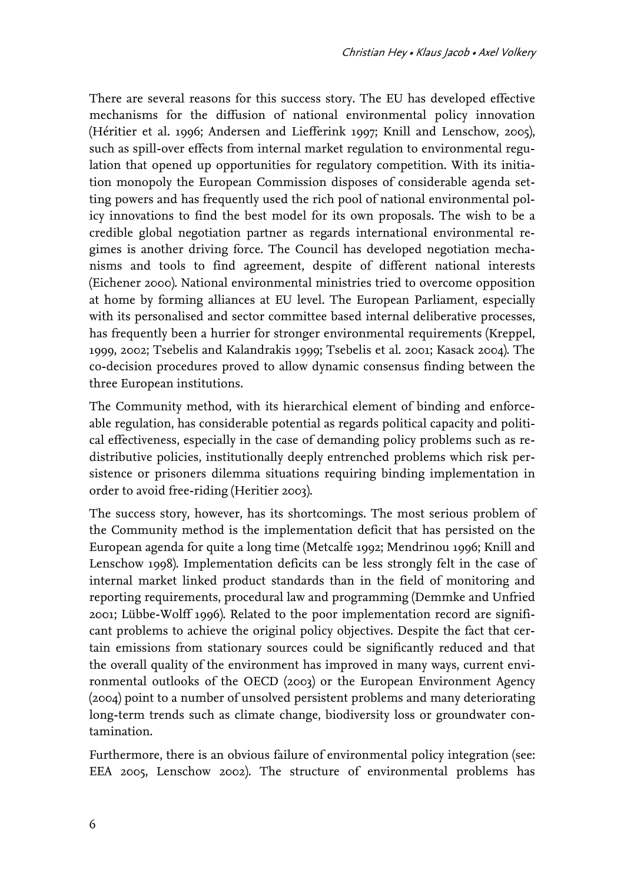There are several reasons for this success story. The EU has developed effective mechanisms for the diffusion of national environmental policy innovation (Héritier et al. 1996; Andersen and Liefferink 1997; Knill and Lenschow, 2005), such as spill-over effects from internal market regulation to environmental regulation that opened up opportunities for regulatory competition. With its initiation monopoly the European Commission disposes of considerable agenda setting powers and has frequently used the rich pool of national environmental policy innovations to find the best model for its own proposals. The wish to be a credible global negotiation partner as regards international environmental regimes is another driving force. The Council has developed negotiation mechanisms and tools to find agreement, despite of different national interests (Eichener 2000). National environmental ministries tried to overcome opposition at home by forming alliances at EU level. The European Parliament, especially with its personalised and sector committee based internal deliberative processes, has frequently been a hurrier for stronger environmental requirements (Kreppel, 1999, 2002; Tsebelis and Kalandrakis 1999; Tsebelis et al. 2001; Kasack 2004). The co-decision procedures proved to allow dynamic consensus finding between the three European institutions.

The Community method, with its hierarchical element of binding and enforceable regulation, has considerable potential as regards political capacity and political effectiveness, especially in the case of demanding policy problems such as redistributive policies, institutionally deeply entrenched problems which risk persistence or prisoners dilemma situations requiring binding implementation in order to avoid free-riding (Heritier 2003).

The success story, however, has its shortcomings. The most serious problem of the Community method is the implementation deficit that has persisted on the European agenda for quite a long time (Metcalfe 1992; Mendrinou 1996; Knill and Lenschow 1998). Implementation deficits can be less strongly felt in the case of internal market linked product standards than in the field of monitoring and reporting requirements, procedural law and programming (Demmke and Unfried 2001; Lübbe-Wolff 1996). Related to the poor implementation record are significant problems to achieve the original policy objectives. Despite the fact that certain emissions from stationary sources could be significantly reduced and that the overall quality of the environment has improved in many ways, current environmental outlooks of the OECD (2003) or the European Environment Agency (2004) point to a number of unsolved persistent problems and many deteriorating long-term trends such as climate change, biodiversity loss or groundwater contamination.

Furthermore, there is an obvious failure of environmental policy integration (see: EEA 2005, Lenschow 2002). The structure of environmental problems has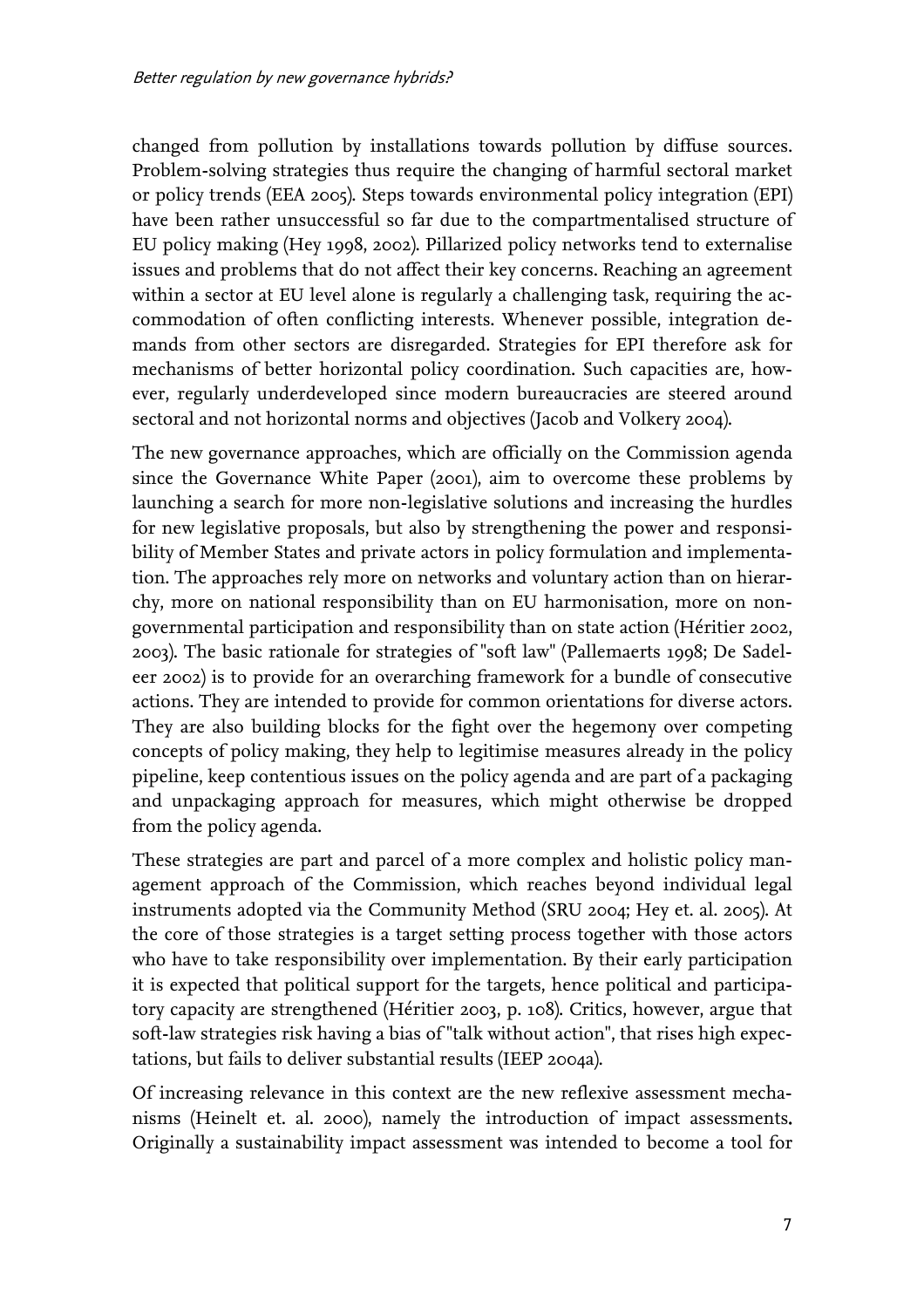changed from pollution by installations towards pollution by diffuse sources. Problem-solving strategies thus require the changing of harmful sectoral market or policy trends (EEA 2005). Steps towards environmental policy integration (EPI) have been rather unsuccessful so far due to the compartmentalised structure of EU policy making (Hey 1998, 2002). Pillarized policy networks tend to externalise issues and problems that do not affect their key concerns. Reaching an agreement within a sector at EU level alone is regularly a challenging task, requiring the accommodation of often conflicting interests. Whenever possible, integration demands from other sectors are disregarded. Strategies for EPI therefore ask for mechanisms of better horizontal policy coordination. Such capacities are, however, regularly underdeveloped since modern bureaucracies are steered around sectoral and not horizontal norms and objectives (Jacob and Volkery 2004).

The new governance approaches, which are officially on the Commission agenda since the Governance White Paper (2001), aim to overcome these problems by launching a search for more non-legislative solutions and increasing the hurdles for new legislative proposals, but also by strengthening the power and responsibility of Member States and private actors in policy formulation and implementation. The approaches rely more on networks and voluntary action than on hierarchy, more on national responsibility than on EU harmonisation, more on non-governmental participation and responsibility than on state action (Héritier 2002, 2003). The basic rationale for strategies of "soft law" (Pallemaerts 1998; De Sadeleer 2002) is to provide for an overarching framework for a bundle of consecutive actions. They are intended to provide for common orientations for diverse actors. They are also building blocks for the fight over the hegemony over competing concepts of policy making, they help to legitimise measures already in the policy pipeline, keep contentious issues on the policy agenda and are part of a packaging and unpackaging approach for measures, which might otherwise be dropped from the policy agenda.

These strategies are part and parcel of a more complex and holistic policy management approach of the Commission, which reaches beyond individual legal instruments adopted via the Community Method (SRU 2004; Hey et. al. 2005). At the core of those strategies is a target setting process together with those actors who have to take responsibility over implementation. By their early participation it is expected that political support for the targets, hence political and participatory capacity are strengthened (Héritier 2003, p. 108). Critics, however, argue that soft-law strategies risk having a bias of "talk without action", that rises high expectations, but fails to deliver substantial results (IEEP 2004a).

Of increasing relevance in this context are the new reflexive assessment mechanisms (Heinelt et. al. 2000), namely the introduction of impact assessments. Originally a sustainability impact assessment was intended to become a tool for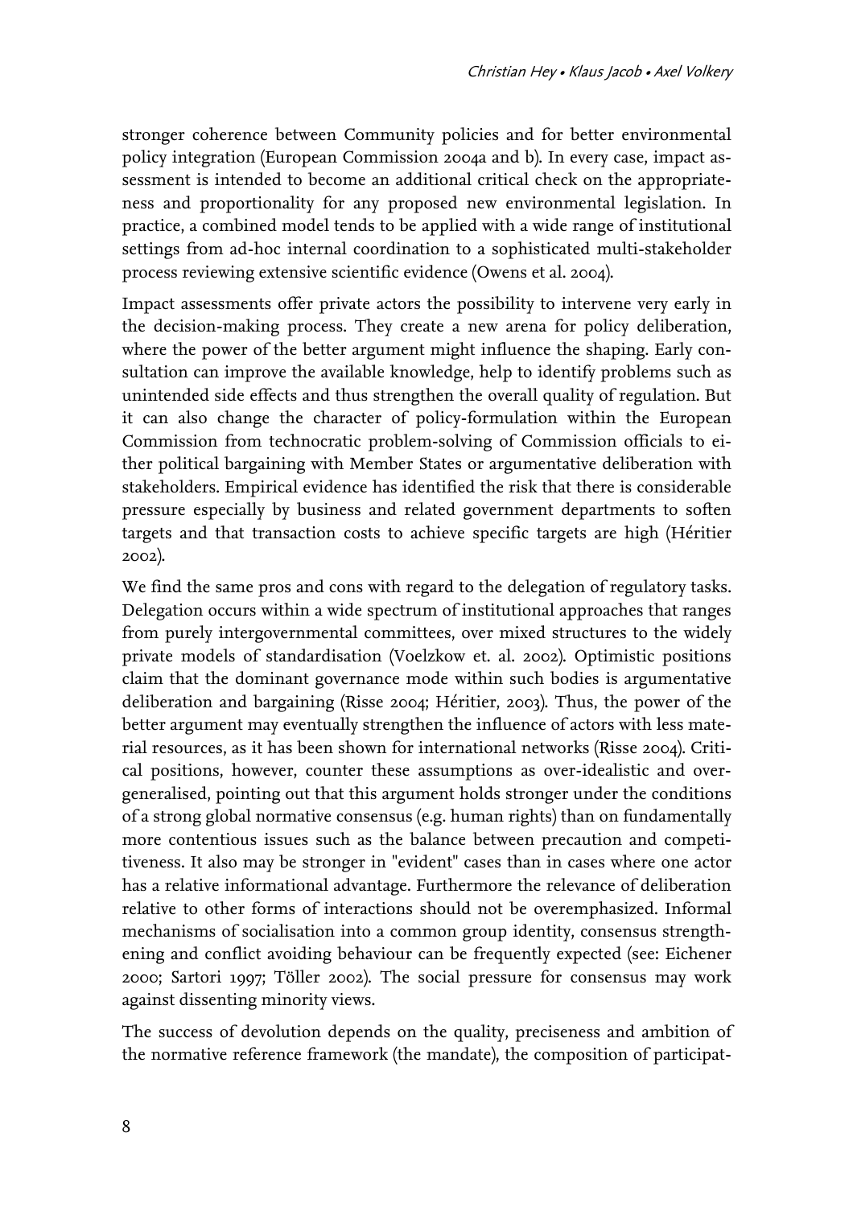stronger coherence between Community policies and for better environmental policy integration (European Commission 2004a and b). In every case, impact assessment is intended to become an additional critical check on the appropriateness and proportionality for any proposed new environmental legislation. In practice, a combined model tends to be applied with a wide range of institutional settings from ad-hoc internal coordination to a sophisticated multi-stakeholder process reviewing extensive scientific evidence (Owens et al. 2004).

Impact assessments offer private actors the possibility to intervene very early in the decision-making process. They create a new arena for policy deliberation, where the power of the better argument might influence the shaping. Early consultation can improve the available knowledge, help to identify problems such as unintended side effects and thus strengthen the overall quality of regulation. But it can also change the character of policy-formulation within the European Commission from technocratic problem-solving of Commission officials to either political bargaining with Member States or argumentative deliberation with stakeholders. Empirical evidence has identified the risk that there is considerable pressure especially by business and related government departments to soften targets and that transaction costs to achieve specific targets are high (Héritier 2002).

We find the same pros and cons with regard to the delegation of regulatory tasks. Delegation occurs within a wide spectrum of institutional approaches that ranges from purely intergovernmental committees, over mixed structures to the widely private models of standardisation (Voelzkow et. al. 2002). Optimistic positions claim that the dominant governance mode within such bodies is argumentative deliberation and bargaining (Risse 2004; Héritier, 2003). Thus, the power of the better argument may eventually strengthen the influence of actors with less material resources, as it has been shown for international networks (Risse 2004). Critical positions, however, counter these assumptions as over-idealistic and over-generalised, pointing out that this argument holds stronger under the conditions of a strong global normative consensus (e.g. human rights) than on fundamentally more contentious issues such as the balance between precaution and competitiveness. It also may be stronger in "evident" cases than in cases where one actor has a relative informational advantage. Furthermore the relevance of deliberation relative to other forms of interactions should not be overemphasized. Informal mechanisms of socialisation into a common group identity, consensus strengthening and conflict avoiding behaviour can be frequently expected (see: Eichener 2000; Sartori 1997; Töller 2002). The social pressure for consensus may work against dissenting minority views.

The success of devolution depends on the quality, preciseness and ambition of the normative reference framework (the mandate), the composition of participat-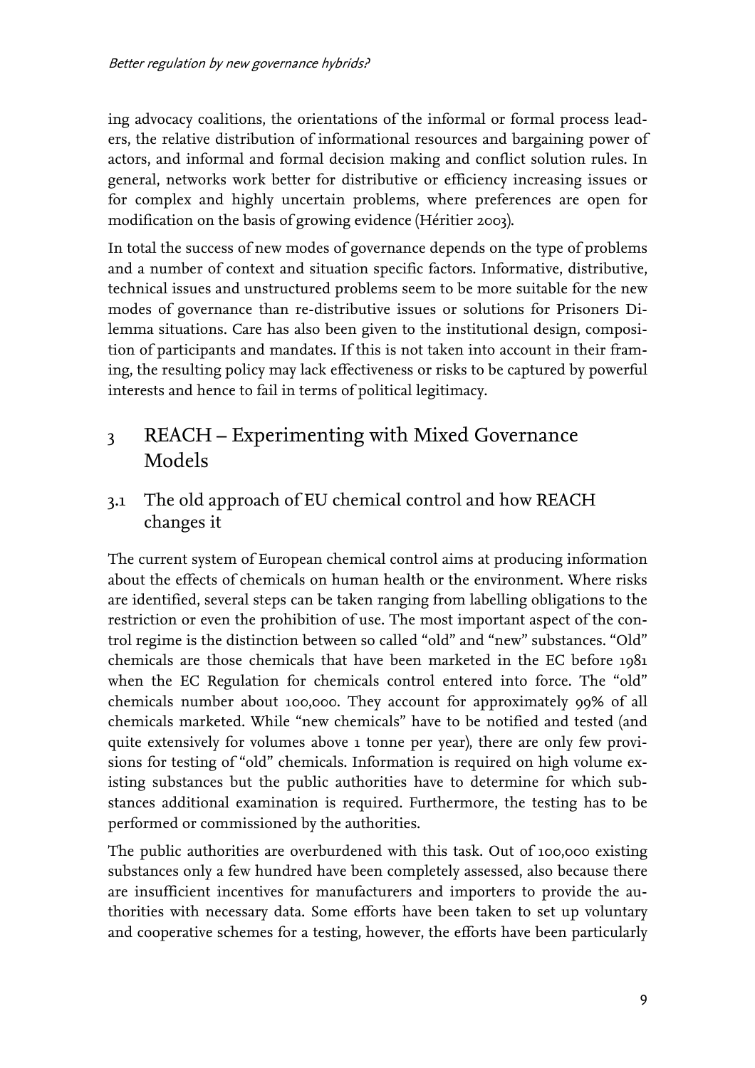ing advocacy coalitions, the orientations of the informal or formal process leaders, the relative distribution of informational resources and bargaining power of actors, and informal and formal decision making and conflict solution rules. In general, networks work better for distributive or efficiency increasing issues or for complex and highly uncertain problems, where preferences are open for modification on the basis of growing evidence (Héritier 2003).

In total the success of new modes of governance depends on the type of problems and a number of context and situation specific factors. Informative, distributive, technical issues and unstructured problems seem to be more suitable for the new modes of governance than re-distributive issues or solutions for Prisoners Dilemma situations. Care has also been given to the institutional design, composition of participants and mandates. If this is not taken into account in their framing, the resulting policy may lack effectiveness or risks to be captured by powerful interests and hence to fail in terms of political legitimacy.

# 3 REACH – Experimenting with Mixed Governance Models

## 3.1 The old approach of EU chemical control and how REACH changes it

The current system of European chemical control aims at producing information about the effects of chemicals on human health or the environment. Where risks are identified, several steps can be taken ranging from labelling obligations to the restriction or even the prohibition of use. The most important aspect of the control regime is the distinction between so called "old" and "new" substances. "Old" chemicals are those chemicals that have been marketed in the EC before 1981 when the EC Regulation for chemicals control entered into force. The "old" chemicals number about 100,000. They account for approximately 99% of all chemicals marketed. While "new chemicals" have to be notified and tested (and quite extensively for volumes above 1 tonne per year), there are only few provisions for testing of "old" chemicals. Information is required on high volume existing substances but the public authorities have to determine for which substances additional examination is required. Furthermore, the testing has to be performed or commissioned by the authorities.

The public authorities are overburdened with this task. Out of 100,000 existing substances only a few hundred have been completely assessed, also because there are insufficient incentives for manufacturers and importers to provide the authorities with necessary data. Some efforts have been taken to set up voluntary and cooperative schemes for a testing, however, the efforts have been particularly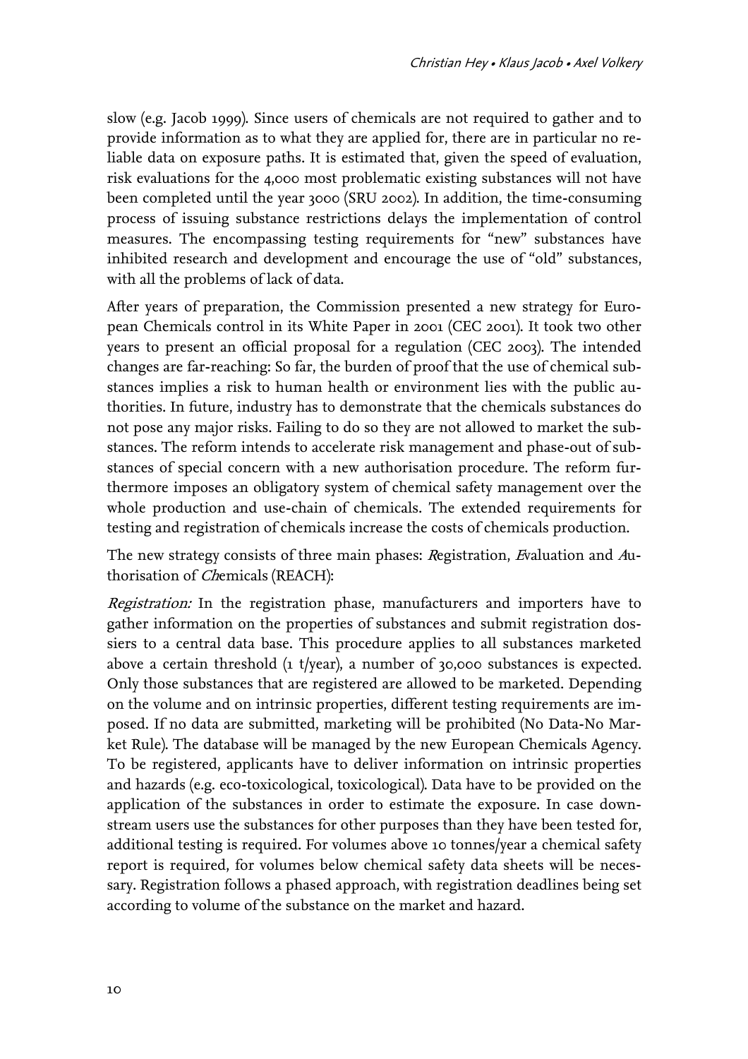slow (e.g. Jacob 1999). Since users of chemicals are not required to gather and to provide information as to what they are applied for, there are in particular no reliable data on exposure paths. It is estimated that, given the speed of evaluation, risk evaluations for the 4,000 most problematic existing substances will not have been completed until the year 3000 (SRU 2002). In addition, the time-consuming process of issuing substance restrictions delays the implementation of control measures. The encompassing testing requirements for "new" substances have inhibited research and development and encourage the use of "old" substances, with all the problems of lack of data.

After years of preparation, the Commission presented a new strategy for European Chemicals control in its White Paper in 2001 (CEC 2001). It took two other years to present an official proposal for a regulation (CEC 2003). The intended changes are far-reaching: So far, the burden of proof that the use of chemical substances implies a risk to human health or environment lies with the public authorities. In future, industry has to demonstrate that the chemicals substances do not pose any major risks. Failing to do so they are not allowed to market the substances. The reform intends to accelerate risk management and phase-out of substances of special concern with a new authorisation procedure. The reform furthermore imposes an obligatory system of chemical safety management over the whole production and use-chain of chemicals. The extended requirements for testing and registration of chemicals increase the costs of chemicals production.

The new strategy consists of three main phases: *R*egistration, *E*valuation and *A*uthorisation of *Ch*emicals (REACH):

*Registration:* In the registration phase, manufacturers and importers have to gather information on the properties of substances and submit registration dossiers to a central data base. This procedure applies to all substances marketed above a certain threshold (1 t/year), a number of 30,000 substances is expected. Only those substances that are registered are allowed to be marketed. Depending on the volume and on intrinsic properties, different testing requirements are imposed. If no data are submitted, marketing will be prohibited (No Data-No Market Rule). The database will be managed by the new European Chemicals Agency. To be registered, applicants have to deliver information on intrinsic properties and hazards (e.g. eco-toxicological, toxicological). Data have to be provided on the application of the substances in order to estimate the exposure. In case downstream users use the substances for other purposes than they have been tested for, additional testing is required. For volumes above 10 tonnes/year a chemical safety report is required, for volumes below chemical safety data sheets will be necessary. Registration follows a phased approach, with registration deadlines being set according to volume of the substance on the market and hazard.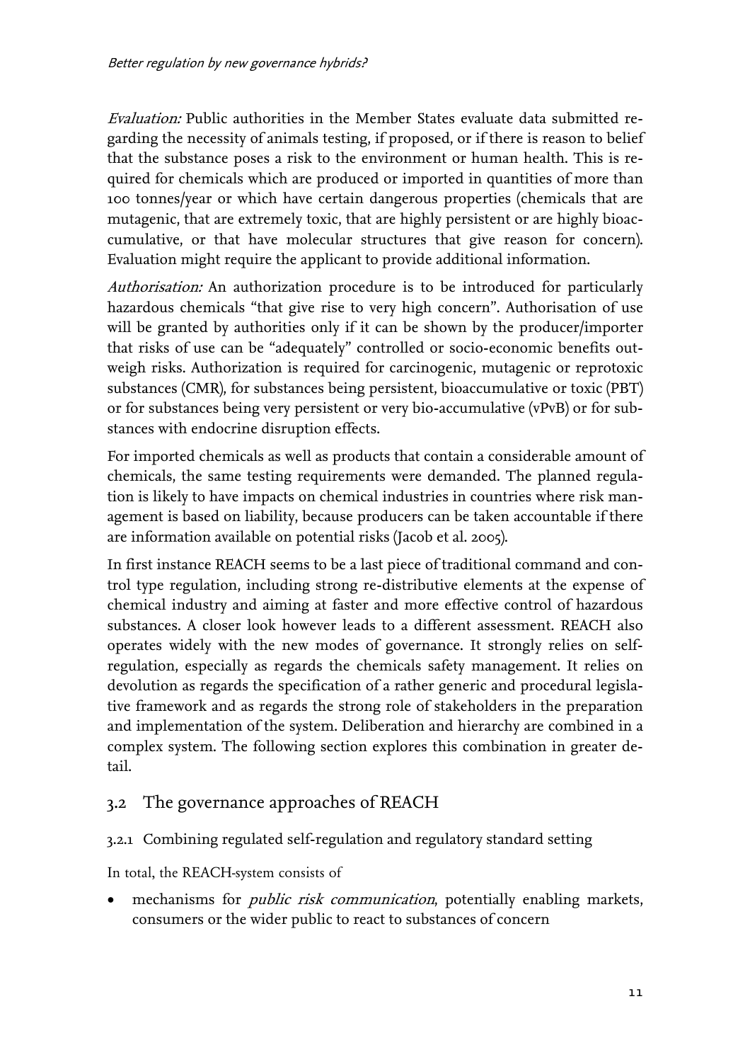*Evaluation:* Public authorities in the Member States evaluate data submitted regarding the necessity of animals testing, if proposed, or if there is reason to belief that the substance poses a risk to the environment or human health. This is required for chemicals which are produced or imported in quantities of more than 100 tonnes/year or which have certain dangerous properties (chemicals that are mutagenic, that are extremely toxic, that are highly persistent or are highly bioaccumulative, or that have molecular structures that give reason for concern). Evaluation might require the applicant to provide additional information.

*Authorisation:* An authorization procedure is to be introduced for particularly hazardous chemicals "that give rise to very high concern". Authorisation of use will be granted by authorities only if it can be shown by the producer/importer that risks of use can be "adequately" controlled or socio-economic benefits outweigh risks. Authorization is required for carcinogenic, mutagenic or reprotoxic substances (CMR), for substances being persistent, bioaccumulative or toxic (PBT) or for substances being very persistent or very bio-accumulative (vPvB) or for substances with endocrine disruption effects.

For imported chemicals as well as products that contain a considerable amount of chemicals, the same testing requirements were demanded. The planned regulation is likely to have impacts on chemical industries in countries where risk management is based on liability, because producers can be taken accountable if there are information available on potential risks (Jacob et al. 2005).

In first instance REACH seems to be a last piece of traditional command and control type regulation, including strong re-distributive elements at the expense of chemical industry and aiming at faster and more effective control of hazardous substances. A closer look however leads to a different assessment. REACH also operates widely with the new modes of governance. It strongly relies on self-regulation, especially as regards the chemicals safety management. It relies on devolution as regards the specification of a rather generic and procedural legislative framework and as regards the strong role of stakeholders in the preparation and implementation of the system. Deliberation and hierarchy are combined in a complex system. The following section explores this combination in greater detail.

## 3.2 The governance approaches of REACH

### 3.2.1 Combining regulated self-regulation and regulatory standard setting

In total, the REACH-system consists of

- mechanisms for *public risk communication*, potentially enabling markets, consumers or the wider public to react to substances of concern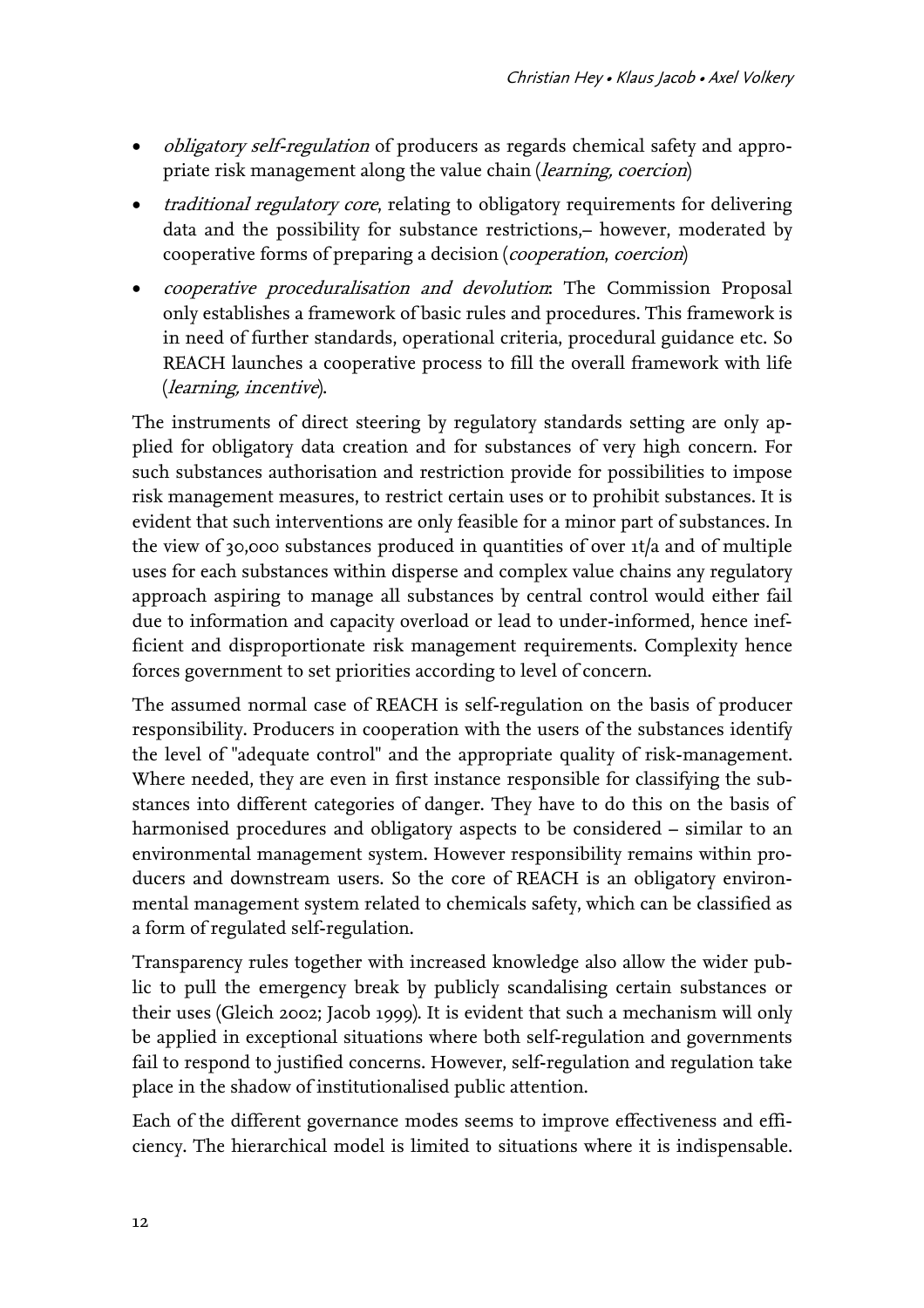- *obligatory self-regulation* of producers as regards chemical safety and appropriate risk management along the value chain (*learning, coercion*)
- *traditional regulatory core*, relating to obligatory requirements for delivering data and the possibility for substance restrictions,– however, moderated by cooperative forms of preparing a decision (*cooperation, coercion*)
- *cooperative proceduralisation and devolution*: The Commission Proposal only establishes a framework of basic rules and procedures. This framework is in need of further standards, operational criteria, procedural guidance etc. So REACH launches a cooperative process to fill the overall framework with life (*learning, incentive*).

The instruments of direct steering by regulatory standards setting are only applied for obligatory data creation and for substances of very high concern. For such substances authorisation and restriction provide for possibilities to impose risk management measures, to restrict certain uses or to prohibit substances. It is evident that such interventions are only feasible for a minor part of substances. In the view of 30,000 substances produced in quantities of over 1t/a and of multiple uses for each substances within disperse and complex value chains any regulatory approach aspiring to manage all substances by central control would either fail due to information and capacity overload or lead to under-informed, hence inefficient and disproportionate risk management requirements. Complexity hence forces government to set priorities according to level of concern.

The assumed normal case of REACH is self-regulation on the basis of producer responsibility. Producers in cooperation with the users of the substances identify the level of "adequate control" and the appropriate quality of risk-management. Where needed, they are even in first instance responsible for classifying the substances into different categories of danger. They have to do this on the basis of harmonised procedures and obligatory aspects to be considered – similar to an environmental management system. However responsibility remains within producers and downstream users. So the core of REACH is an obligatory environmental management system related to chemicals safety, which can be classified as a form of regulated self-regulation.

Transparency rules together with increased knowledge also allow the wider public to pull the emergency break by publicly scandalising certain substances or their uses (Gleich 2002; Jacob 1999). It is evident that such a mechanism will only be applied in exceptional situations where both self-regulation and governments fail to respond to justified concerns. However, self-regulation and regulation take place in the shadow of institutionalised public attention.

Each of the different governance modes seems to improve effectiveness and efficiency. The hierarchical model is limited to situations where it is indispensable.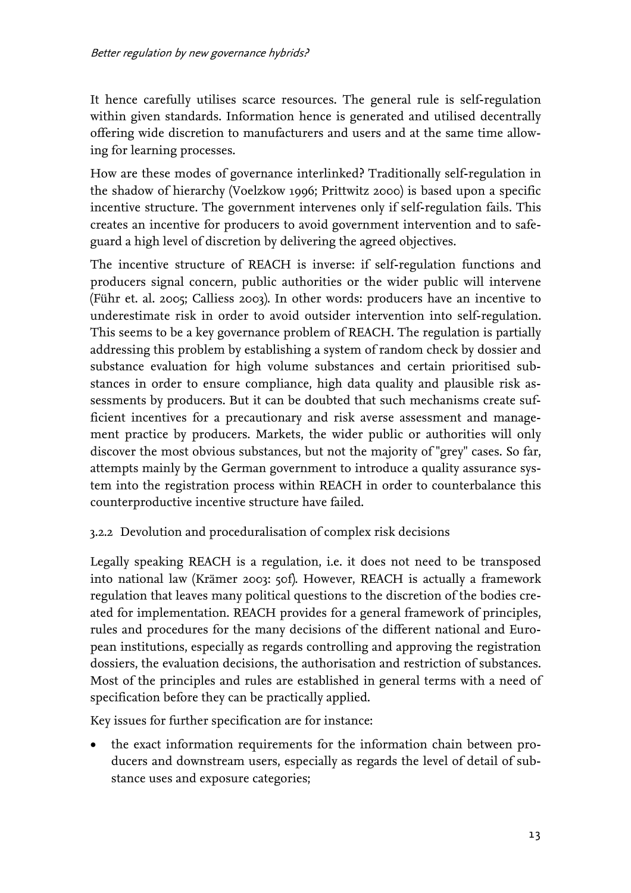It hence carefully utilises scarce resources. The general rule is self-regulation within given standards. Information hence is generated and utilised decentrally offering wide discretion to manufacturers and users and at the same time allowing for learning processes.

How are these modes of governance interlinked? Traditionally self-regulation in the shadow of hierarchy (Voelzkow 1996; Prittwitz 2000) is based upon a specific incentive structure. The government intervenes only if self-regulation fails. This creates an incentive for producers to avoid government intervention and to safeguard a high level of discretion by delivering the agreed objectives.

The incentive structure of REACH is inverse: if self-regulation functions and producers signal concern, public authorities or the wider public will intervene (Führ et. al. 2005; Calliess 2003). In other words: producers have an incentive to underestimate risk in order to avoid outsider intervention into self-regulation. This seems to be a key governance problem of REACH. The regulation is partially addressing this problem by establishing a system of random check by dossier and substance evaluation for high volume substances and certain prioritised substances in order to ensure compliance, high data quality and plausible risk assessments by producers. But it can be doubted that such mechanisms create sufficient incentives for a precautionary and risk averse assessment and management practice by producers. Markets, the wider public or authorities will only discover the most obvious substances, but not the majority of "grey" cases. So far, attempts mainly by the German government to introduce a quality assurance system into the registration process within REACH in order to counterbalance this counterproductive incentive structure have failed.

### 3.2.2 Devolution and proceduralisation of complex risk decisions

Legally speaking REACH is a regulation, i.e. it does not need to be transposed into national law (Krämer 2003: 50f). However, REACH is actually a framework regulation that leaves many political questions to the discretion of the bodies created for implementation. REACH provides for a general framework of principles, rules and procedures for the many decisions of the different national and European institutions, especially as regards controlling and approving the registration dossiers, the evaluation decisions, the authorisation and restriction of substances. Most of the principles and rules are established in general terms with a need of specification before they can be practically applied.

Key issues for further specification are for instance:

- the exact information requirements for the information chain between producers and downstream users, especially as regards the level of detail of substance uses and exposure categories;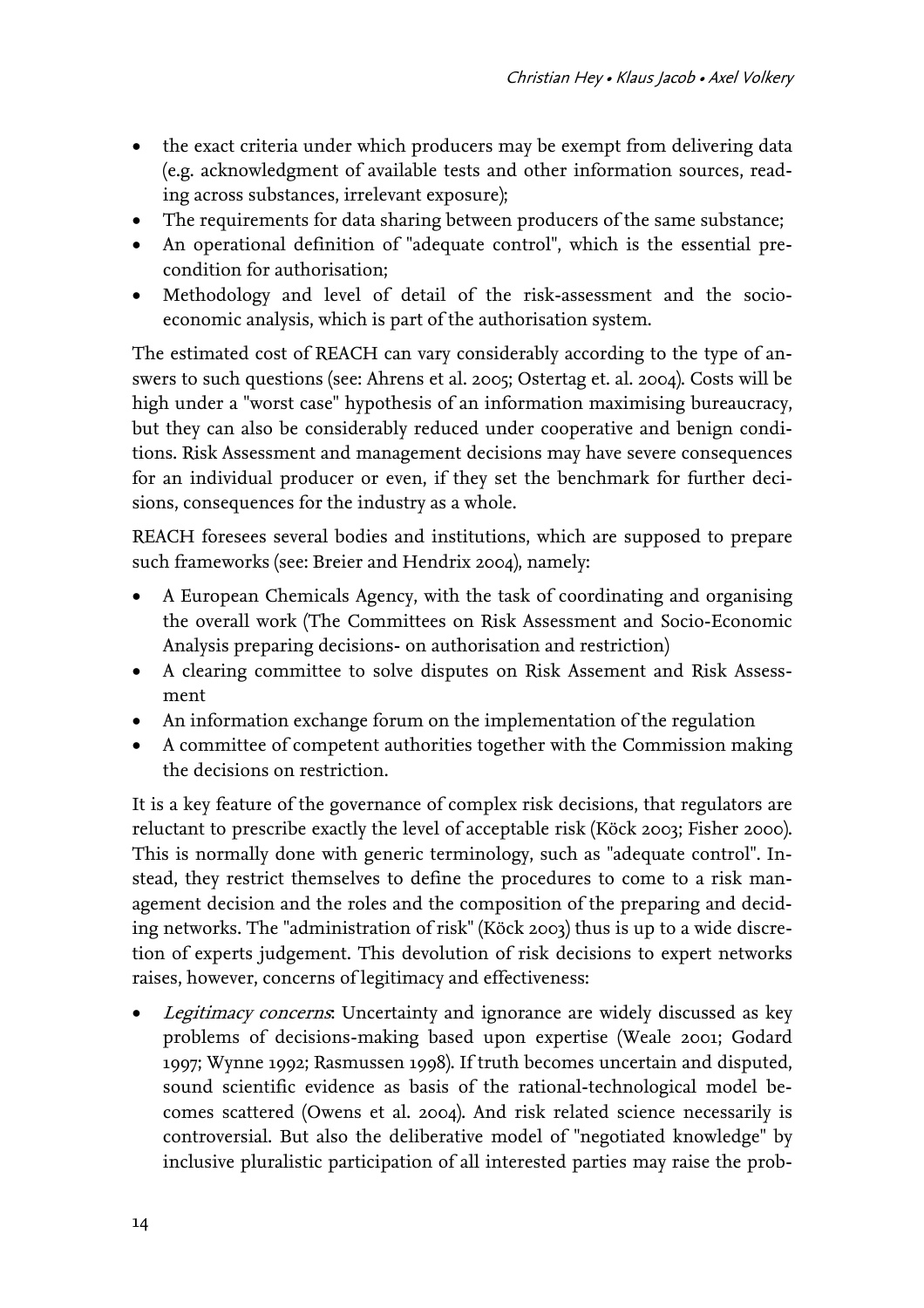- the exact criteria under which producers may be exempt from delivering data (e.g. acknowledgment of available tests and other information sources, reading across substances, irrelevant exposure);
- The requirements for data sharing between producers of the same substance;
- An operational definition of "adequate control", which is the essential precondition for authorisation;
- Methodology and level of detail of the risk-assessment and the socio-economic analysis, which is part of the authorisation system.

The estimated cost of REACH can vary considerably according to the type of answers to such questions (see: Ahrens et al. 2005; Ostertag et. al. 2004). Costs will be high under a "worst case" hypothesis of an information maximising bureaucracy, but they can also be considerably reduced under cooperative and benign conditions. Risk Assessment and management decisions may have severe consequences for an individual producer or even, if they set the benchmark for further decisions, consequences for the industry as a whole.

REACH foresees several bodies and institutions, which are supposed to prepare such frameworks (see: Breier and Hendrix 2004), namely:

- A European Chemicals Agency, with the task of coordinating and organising the overall work (The Committees on Risk Assessment and Socio-Economic Analysis preparing decisions- on authorisation and restriction)
- A clearing committee to solve disputes on Risk Assement and Risk Assessment
- An information exchange forum on the implementation of the regulation
- A committee of competent authorities together with the Commission making the decisions on restriction.

It is a key feature of the governance of complex risk decisions, that regulators are reluctant to prescribe exactly the level of acceptable risk (Köck 2003; Fisher 2000). This is normally done with generic terminology, such as "adequate control". Instead, they restrict themselves to define the procedures to come to a risk management decision and the roles and the composition of the preparing and deciding networks. The "administration of risk" (Köck 2003) thus is up to a wide discretion of experts judgement. This devolution of risk decisions to expert networks raises, however, concerns of legitimacy and effectiveness:

- *Legitimacy concerns*: Uncertainty and ignorance are widely discussed as key problems of decisions-making based upon expertise (Weale 2001; Godard 1997; Wynne 1992; Rasmussen 1998). If truth becomes uncertain and disputed, sound scientific evidence as basis of the rational-technological model becomes scattered (Owens et al. 2004). And risk related science necessarily is controversial. But also the deliberative model of "negotiated knowledge" by inclusive pluralistic participation of all interested parties may raise the prob-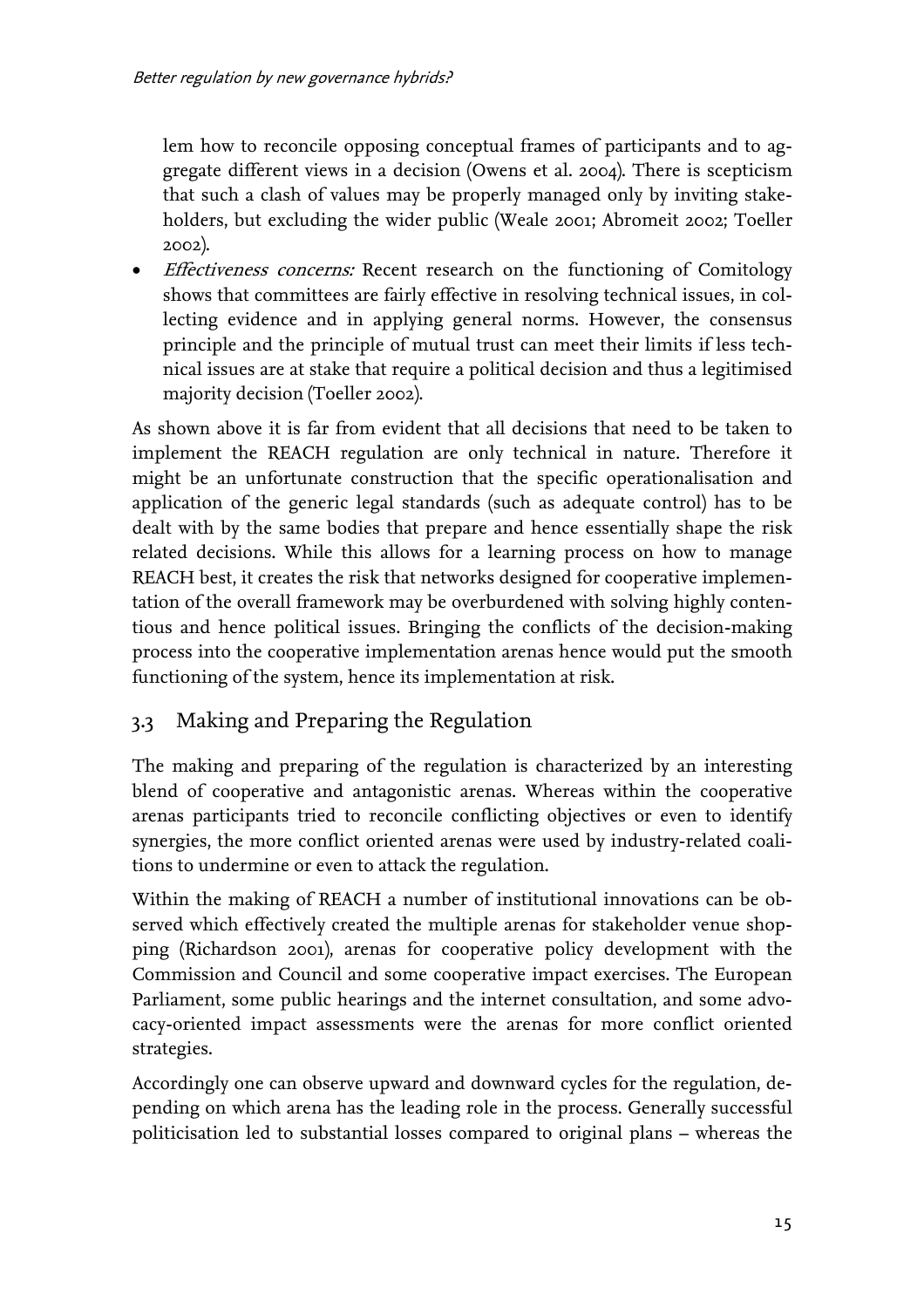lem how to reconcile opposing conceptual frames of participants and to aggregate different views in a decision (Owens et al. 2004). There is scepticism that such a clash of values may be properly managed only by inviting stakeholders, but excluding the wider public (Weale 2001; Abromeit 2002; Toeller 2002).

- *Effectiveness concerns:* Recent research on the functioning of Comitology shows that committees are fairly effective in resolving technical issues, in collecting evidence and in applying general norms. However, the consensus principle and the principle of mutual trust can meet their limits if less technical issues are at stake that require a political decision and thus a legitimised majority decision (Toeller 2002).

As shown above it is far from evident that all decisions that need to be taken to implement the REACH regulation are only technical in nature. Therefore it might be an unfortunate construction that the specific operationalisation and application of the generic legal standards (such as adequate control) has to be dealt with by the same bodies that prepare and hence essentially shape the risk related decisions. While this allows for a learning process on how to manage REACH best, it creates the risk that networks designed for cooperative implementation of the overall framework may be overburdened with solving highly contentious and hence political issues. Bringing the conflicts of the decision-making process into the cooperative implementation arenas hence would put the smooth functioning of the system, hence its implementation at risk.

## 3.3 Making and Preparing the Regulation

The making and preparing of the regulation is characterized by an interesting blend of cooperative and antagonistic arenas. Whereas within the cooperative arenas participants tried to reconcile conflicting objectives or even to identify synergies, the more conflict oriented arenas were used by industry-related coalitions to undermine or even to attack the regulation.

Within the making of REACH a number of institutional innovations can be observed which effectively created the multiple arenas for stakeholder venue shopping (Richardson 2001), arenas for cooperative policy development with the Commission and Council and some cooperative impact exercises. The European Parliament, some public hearings and the internet consultation, and some advocacy-oriented impact assessments were the arenas for more conflict oriented strategies.

Accordingly one can observe upward and downward cycles for the regulation, depending on which arena has the leading role in the process. Generally successful politicisation led to substantial losses compared to original plans – whereas the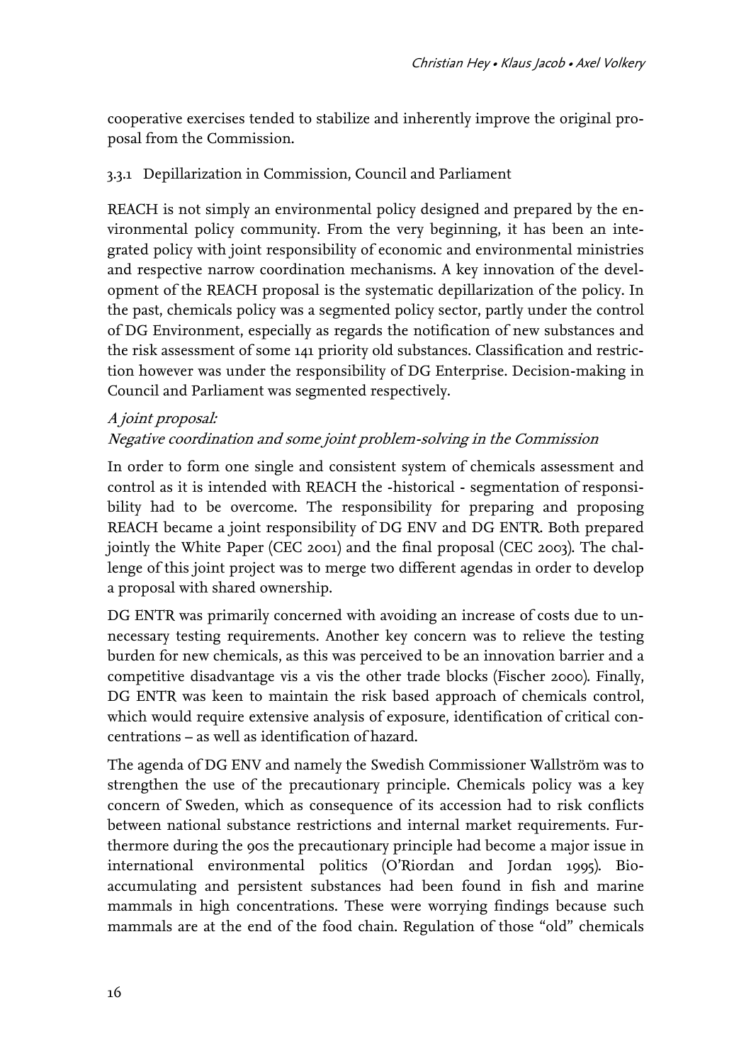cooperative exercises tended to stabilize and inherently improve the original proposal from the Commission.

### 3.3.1 Depillarization in Commission, Council and Parliament

REACH is not simply an environmental policy designed and prepared by the environmental policy community. From the very beginning, it has been an integrated policy with joint responsibility of economic and environmental ministries and respective narrow coordination mechanisms. A key innovation of the development of the REACH proposal is the systematic depillarization of the policy. In the past, chemicals policy was a segmented policy sector, partly under the control of DG Environment, especially as regards the notification of new substances and the risk assessment of some 141 priority old substances. Classification and restriction however was under the responsibility of DG Enterprise. Decision-making in Council and Parliament was segmented respectively.

*A joint proposal:*
*Negative coordination and some joint problem-solving in the Commission*

In order to form one single and consistent system of chemicals assessment and control as it is intended with REACH the -historical - segmentation of responsibility had to be overcome. The responsibility for preparing and proposing REACH became a joint responsibility of DG ENV and DG ENTR. Both prepared jointly the White Paper (CEC 2001) and the final proposal (CEC 2003). The challenge of this joint project was to merge two different agendas in order to develop a proposal with shared ownership.

DG ENTR was primarily concerned with avoiding an increase of costs due to unnecessary testing requirements. Another key concern was to relieve the testing burden for new chemicals, as this was perceived to be an innovation barrier and a competitive disadvantage vis a vis the other trade blocks (Fischer 2000). Finally, DG ENTR was keen to maintain the risk based approach of chemicals control, which would require extensive analysis of exposure, identification of critical concentrations – as well as identification of hazard.

The agenda of DG ENV and namely the Swedish Commissioner Wallström was to strengthen the use of the precautionary principle. Chemicals policy was a key concern of Sweden, which as consequence of its accession had to risk conflicts between national substance restrictions and internal market requirements. Furthermore during the 90s the precautionary principle had become a major issue in international environmental politics (O'Riordan and Jordan 1995). Bioaccumulating and persistent substances had been found in fish and marine mammals in high concentrations. These were worrying findings because such mammals are at the end of the food chain. Regulation of those "old" chemicals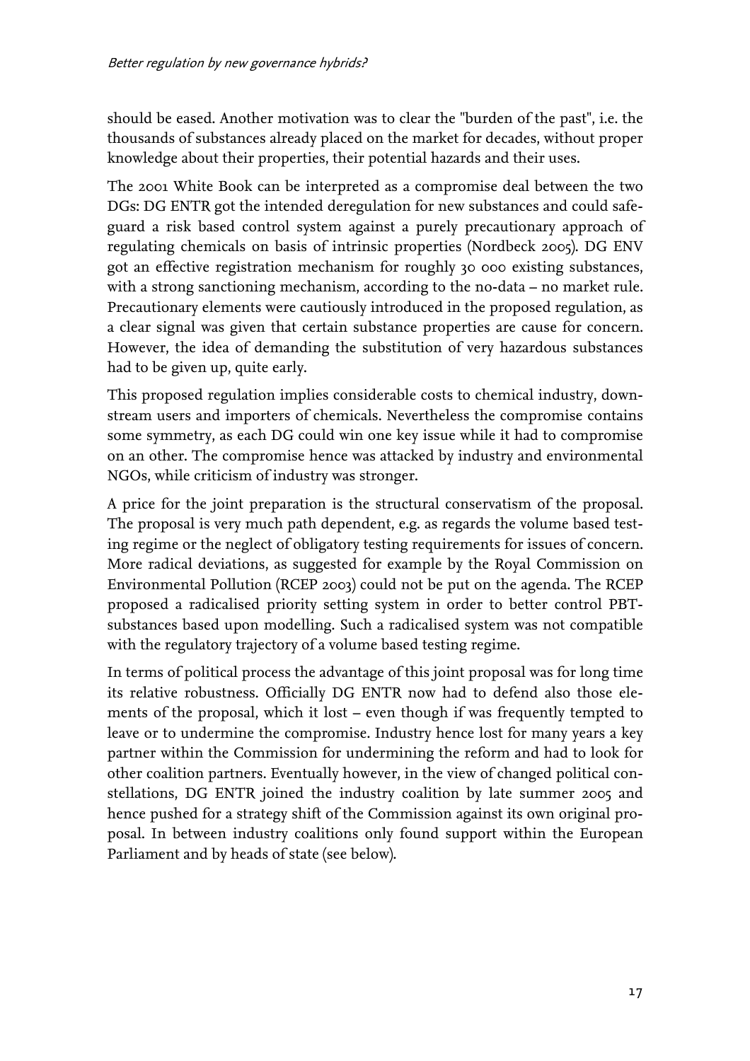should be eased. Another motivation was to clear the "burden of the past", i.e. the thousands of substances already placed on the market for decades, without proper knowledge about their properties, their potential hazards and their uses.

The 2001 White Book can be interpreted as a compromise deal between the two DGs: DG ENTR got the intended deregulation for new substances and could safeguard a risk based control system against a purely precautionary approach of regulating chemicals on basis of intrinsic properties (Nordbeck 2005). DG ENV got an effective registration mechanism for roughly 30 000 existing substances, with a strong sanctioning mechanism, according to the no-data – no market rule. Precautionary elements were cautiously introduced in the proposed regulation, as a clear signal was given that certain substance properties are cause for concern. However, the idea of demanding the substitution of very hazardous substances had to be given up, quite early.

This proposed regulation implies considerable costs to chemical industry, downstream users and importers of chemicals. Nevertheless the compromise contains some symmetry, as each DG could win one key issue while it had to compromise on an other. The compromise hence was attacked by industry and environmental NGOs, while criticism of industry was stronger.

A price for the joint preparation is the structural conservatism of the proposal. The proposal is very much path dependent, e.g. as regards the volume based testing regime or the neglect of obligatory testing requirements for issues of concern. More radical deviations, as suggested for example by the Royal Commission on Environmental Pollution (RCEP 2003) could not be put on the agenda. The RCEP proposed a radicalised priority setting system in order to better control PBT-substances based upon modelling. Such a radicalised system was not compatible with the regulatory trajectory of a volume based testing regime.

In terms of political process the advantage of this joint proposal was for long time its relative robustness. Officially DG ENTR now had to defend also those elements of the proposal, which it lost – even though if was frequently tempted to leave or to undermine the compromise. Industry hence lost for many years a key partner within the Commission for undermining the reform and had to look for other coalition partners. Eventually however, in the view of changed political constellations, DG ENTR joined the industry coalition by late summer 2005 and hence pushed for a strategy shift of the Commission against its own original proposal. In between industry coalitions only found support within the European Parliament and by heads of state (see below).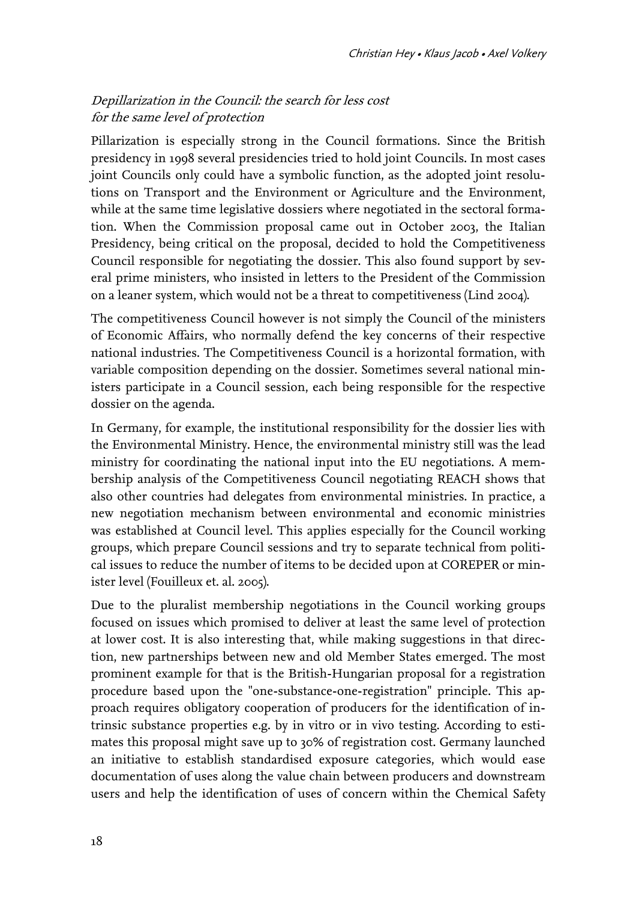### *Depillarization in the Council: the search for less cost for the same level of protection*

Pillarization is especially strong in the Council formations. Since the British presidency in 1998 several presidencies tried to hold joint Councils. In most cases joint Councils only could have a symbolic function, as the adopted joint resolutions on Transport and the Environment or Agriculture and the Environment, while at the same time legislative dossiers where negotiated in the sectoral formation. When the Commission proposal came out in October 2003, the Italian Presidency, being critical on the proposal, decided to hold the Competitiveness Council responsible for negotiating the dossier. This also found support by several prime ministers, who insisted in letters to the President of the Commission on a leaner system, which would not be a threat to competitiveness (Lind 2004).

The competitiveness Council however is not simply the Council of the ministers of Economic Affairs, who normally defend the key concerns of their respective national industries. The Competitiveness Council is a horizontal formation, with variable composition depending on the dossier. Sometimes several national ministers participate in a Council session, each being responsible for the respective dossier on the agenda.

In Germany, for example, the institutional responsibility for the dossier lies with the Environmental Ministry. Hence, the environmental ministry still was the lead ministry for coordinating the national input into the EU negotiations. A membership analysis of the Competitiveness Council negotiating REACH shows that also other countries had delegates from environmental ministries. In practice, a new negotiation mechanism between environmental and economic ministries was established at Council level. This applies especially for the Council working groups, which prepare Council sessions and try to separate technical from political issues to reduce the number of items to be decided upon at COREPER or minister level (Fouilleux et. al. 2005).

Due to the pluralist membership negotiations in the Council working groups focused on issues which promised to deliver at least the same level of protection at lower cost. It is also interesting that, while making suggestions in that direction, new partnerships between new and old Member States emerged. The most prominent example for that is the British-Hungarian proposal for a registration procedure based upon the "one-substance-one-registration" principle. This approach requires obligatory cooperation of producers for the identification of intrinsic substance properties e.g. by in vitro or in vivo testing. According to estimates this proposal might save up to 30% of registration cost. Germany launched an initiative to establish standardised exposure categories, which would ease documentation of uses along the value chain between producers and downstream users and help the identification of uses of concern within the Chemical Safety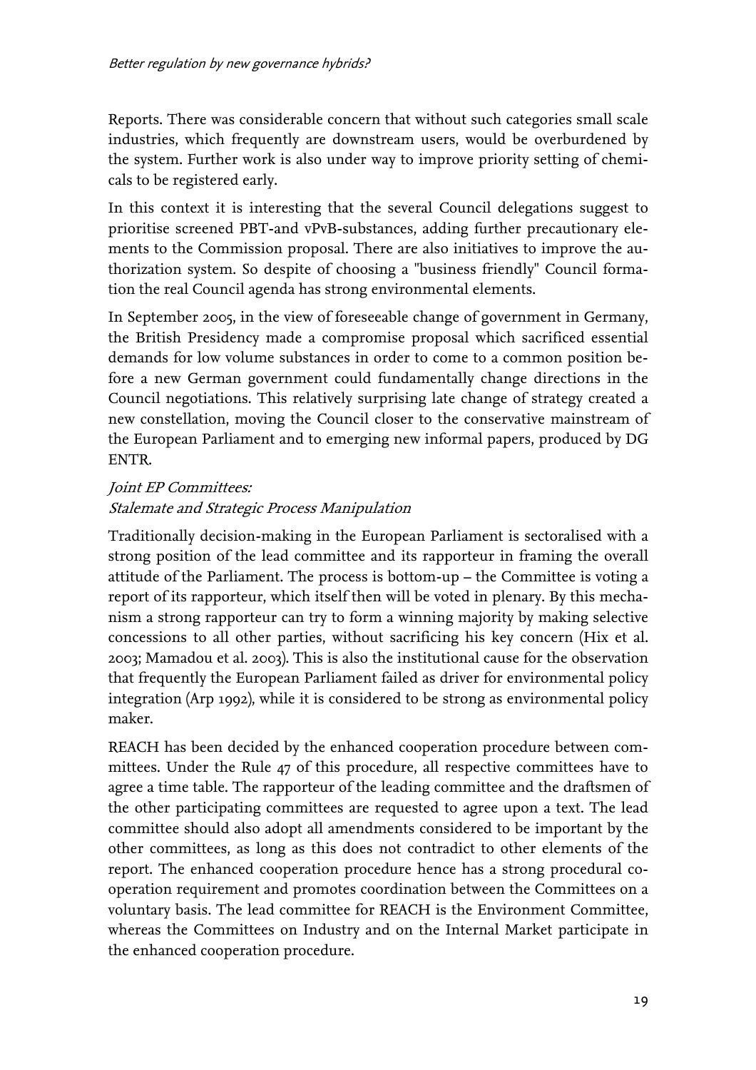Reports. There was considerable concern that without such categories small scale industries, which frequently are downstream users, would be overburdened by the system. Further work is also under way to improve priority setting of chemicals to be registered early.

In this context it is interesting that the several Council delegations suggest to prioritise screened PBT-and vPvB-substances, adding further precautionary elements to the Commission proposal. There are also initiatives to improve the authorization system. So despite of choosing a "business friendly" Council formation the real Council agenda has strong environmental elements.

In September 2005, in the view of foreseeable change of government in Germany, the British Presidency made a compromise proposal which sacrificed essential demands for low volume substances in order to come to a common position before a new German government could fundamentally change directions in the Council negotiations. This relatively surprising late change of strategy created a new constellation, moving the Council closer to the conservative mainstream of the European Parliament and to emerging new informal papers, produced by DG ENTR.

### *Joint EP Committees: Stalemate and Strategic Process Manipulation*

Traditionally decision-making in the European Parliament is sectoralised with a strong position of the lead committee and its rapporteur in framing the overall attitude of the Parliament. The process is bottom-up – the Committee is voting a report of its rapporteur, which itself then will be voted in plenary. By this mechanism a strong rapporteur can try to form a winning majority by making selective concessions to all other parties, without sacrificing his key concern (Hix et al. 2003; Mamadou et al. 2003). This is also the institutional cause for the observation that frequently the European Parliament failed as driver for environmental policy integration (Arp 1992), while it is considered to be strong as environmental policy maker.

REACH has been decided by the enhanced cooperation procedure between committees. Under the Rule 47 of this procedure, all respective committees have to agree a time table. The rapporteur of the leading committee and the draftsmen of the other participating committees are requested to agree upon a text. The lead committee should also adopt all amendments considered to be important by the other committees, as long as this does not contradict to other elements of the report. The enhanced cooperation procedure hence has a strong procedural cooperation requirement and promotes coordination between the Committees on a voluntary basis. The lead committee for REACH is the Environment Committee, whereas the Committees on Industry and on the Internal Market participate in the enhanced cooperation procedure.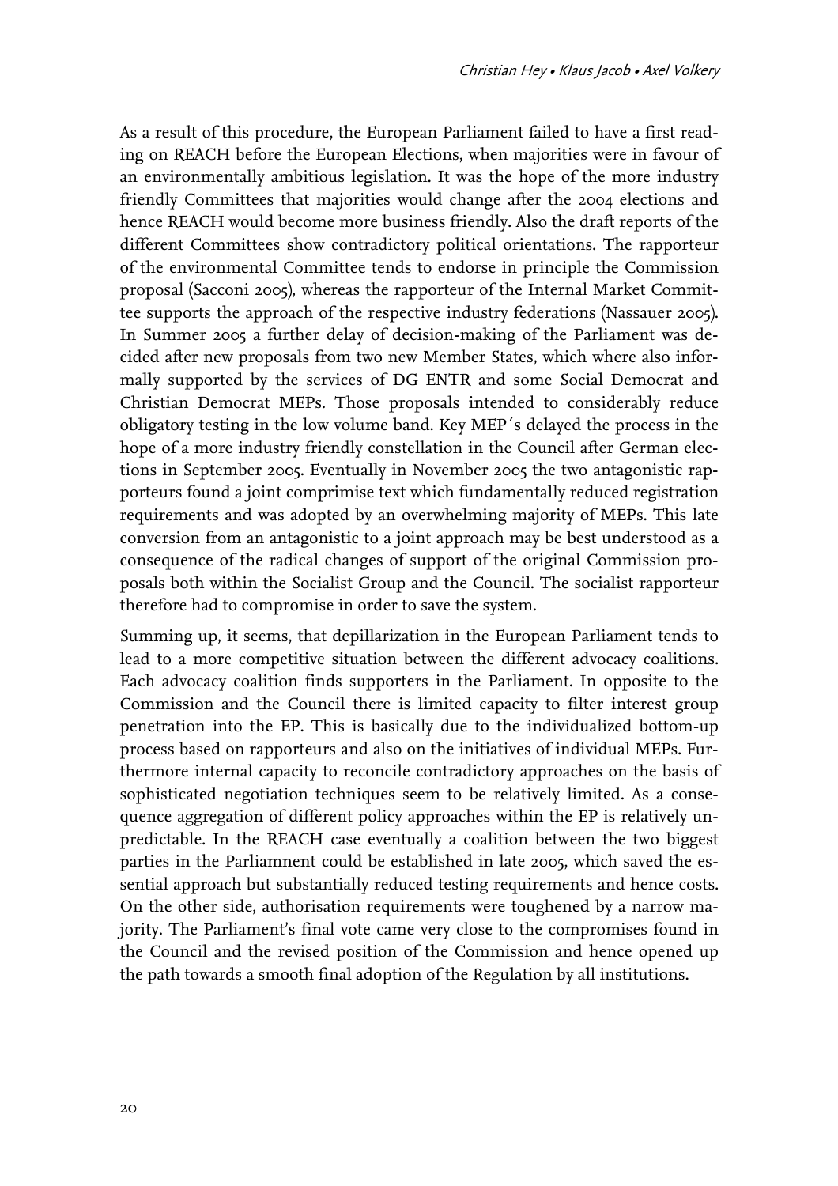As a result of this procedure, the European Parliament failed to have a first reading on REACH before the European Elections, when majorities were in favour of an environmentally ambitious legislation. It was the hope of the more industry friendly Committees that majorities would change after the 2004 elections and hence REACH would become more business friendly. Also the draft reports of the different Committees show contradictory political orientations. The rapporteur of the environmental Committee tends to endorse in principle the Commission proposal (Sacconi 2005), whereas the rapporteur of the Internal Market Committee supports the approach of the respective industry federations (Nassauer 2005). In Summer 2005 a further delay of decision-making of the Parliament was decided after new proposals from two new Member States, which where also informally supported by the services of DG ENTR and some Social Democrat and Christian Democrat MEPs. Those proposals intended to considerably reduce obligatory testing in the low volume band. Key MEP´s delayed the process in the hope of a more industry friendly constellation in the Council after German elections in September 2005. Eventually in November 2005 the two antagonistic rapporteurs found a joint comprimise text which fundamentally reduced registration requirements and was adopted by an overwhelming majority of MEPs. This late conversion from an antagonistic to a joint approach may be best understood as a consequence of the radical changes of support of the original Commission proposals both within the Socialist Group and the Council. The socialist rapporteur therefore had to compromise in order to save the system.

Summing up, it seems, that depillarization in the European Parliament tends to lead to a more competitive situation between the different advocacy coalitions. Each advocacy coalition finds supporters in the Parliament. In opposite to the Commission and the Council there is limited capacity to filter interest group penetration into the EP. This is basically due to the individualized bottom-up process based on rapporteurs and also on the initiatives of individual MEPs. Furthermore internal capacity to reconcile contradictory approaches on the basis of sophisticated negotiation techniques seem to be relatively limited. As a consequence aggregation of different policy approaches within the EP is relatively unpredictable. In the REACH case eventually a coalition between the two biggest parties in the Parliamnent could be established in late 2005, which saved the essential approach but substantially reduced testing requirements and hence costs. On the other side, authorisation requirements were toughened by a narrow majority. The Parliament's final vote came very close to the compromises found in the Council and the revised position of the Commission and hence opened up the path towards a smooth final adoption of the Regulation by all institutions.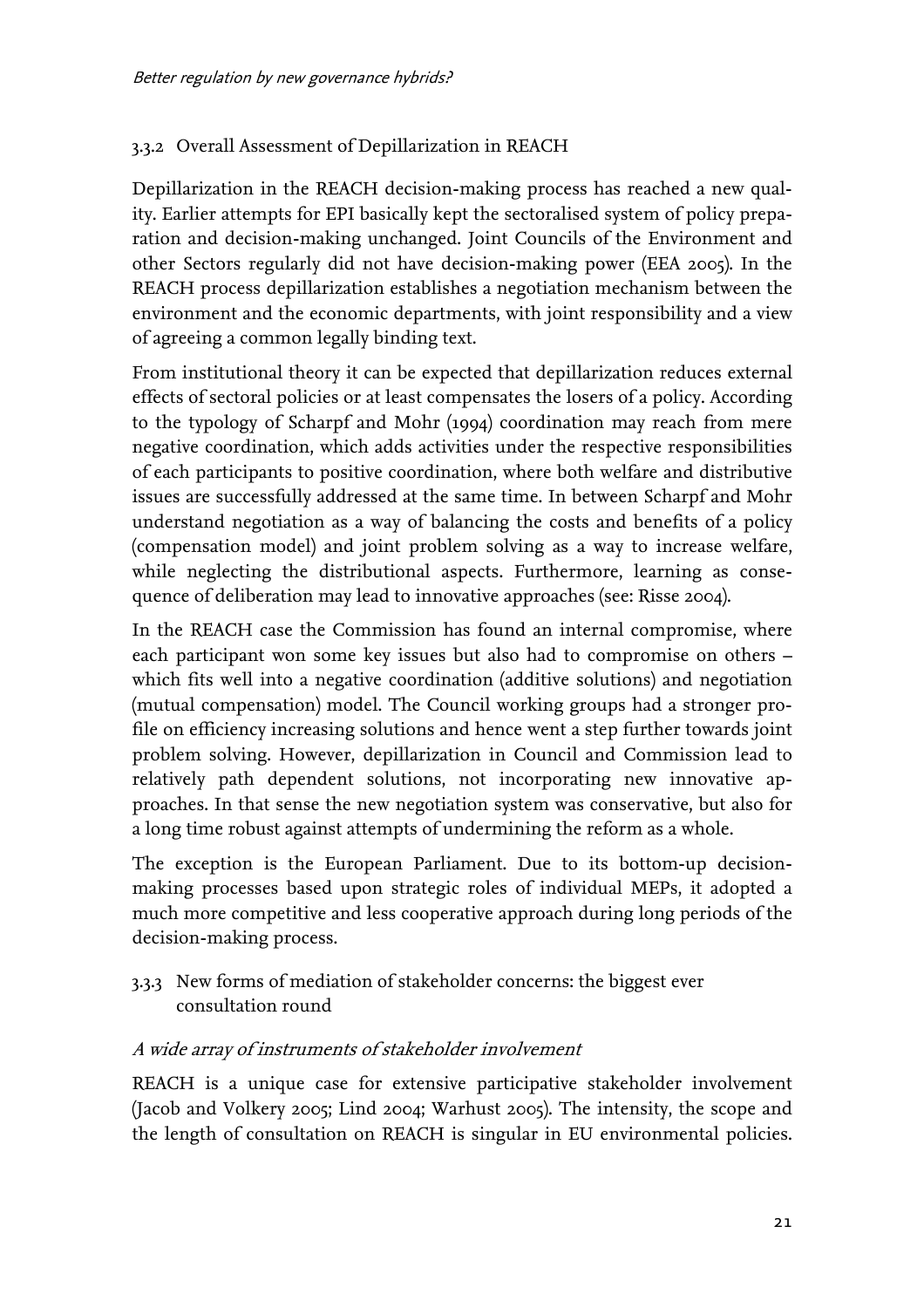### 3.3.2 Overall Assessment of Depillarization in REACH

Depillarization in the REACH decision-making process has reached a new quality. Earlier attempts for EPI basically kept the sectoralised system of policy preparation and decision-making unchanged. Joint Councils of the Environment and other Sectors regularly did not have decision-making power (EEA 2005). In the REACH process depillarization establishes a negotiation mechanism between the environment and the economic departments, with joint responsibility and a view of agreeing a common legally binding text.

From institutional theory it can be expected that depillarization reduces external effects of sectoral policies or at least compensates the losers of a policy. According to the typology of Scharpf and Mohr (1994) coordination may reach from mere negative coordination, which adds activities under the respective responsibilities of each participants to positive coordination, where both welfare and distributive issues are successfully addressed at the same time. In between Scharpf and Mohr understand negotiation as a way of balancing the costs and benefits of a policy (compensation model) and joint problem solving as a way to increase welfare, while neglecting the distributional aspects. Furthermore, learning as consequence of deliberation may lead to innovative approaches (see: Risse 2004).

In the REACH case the Commission has found an internal compromise, where each participant won some key issues but also had to compromise on others – which fits well into a negative coordination (additive solutions) and negotiation (mutual compensation) model. The Council working groups had a stronger profile on efficiency increasing solutions and hence went a step further towards joint problem solving. However, depillarization in Council and Commission lead to relatively path dependent solutions, not incorporating new innovative approaches. In that sense the new negotiation system was conservative, but also for a long time robust against attempts of undermining the reform as a whole.

The exception is the European Parliament. Due to its bottom-up decision-making processes based upon strategic roles of individual MEPs, it adopted a much more competitive and less cooperative approach during long periods of the decision-making process.

### 3.3.3 New forms of mediation of stakeholder concerns: the biggest ever consultation round

*A wide array of instruments of stakeholder involvement*

REACH is a unique case for extensive participative stakeholder involvement (Jacob and Volkery 2005; Lind 2004; Warhust 2005). The intensity, the scope and the length of consultation on REACH is singular in EU environmental policies.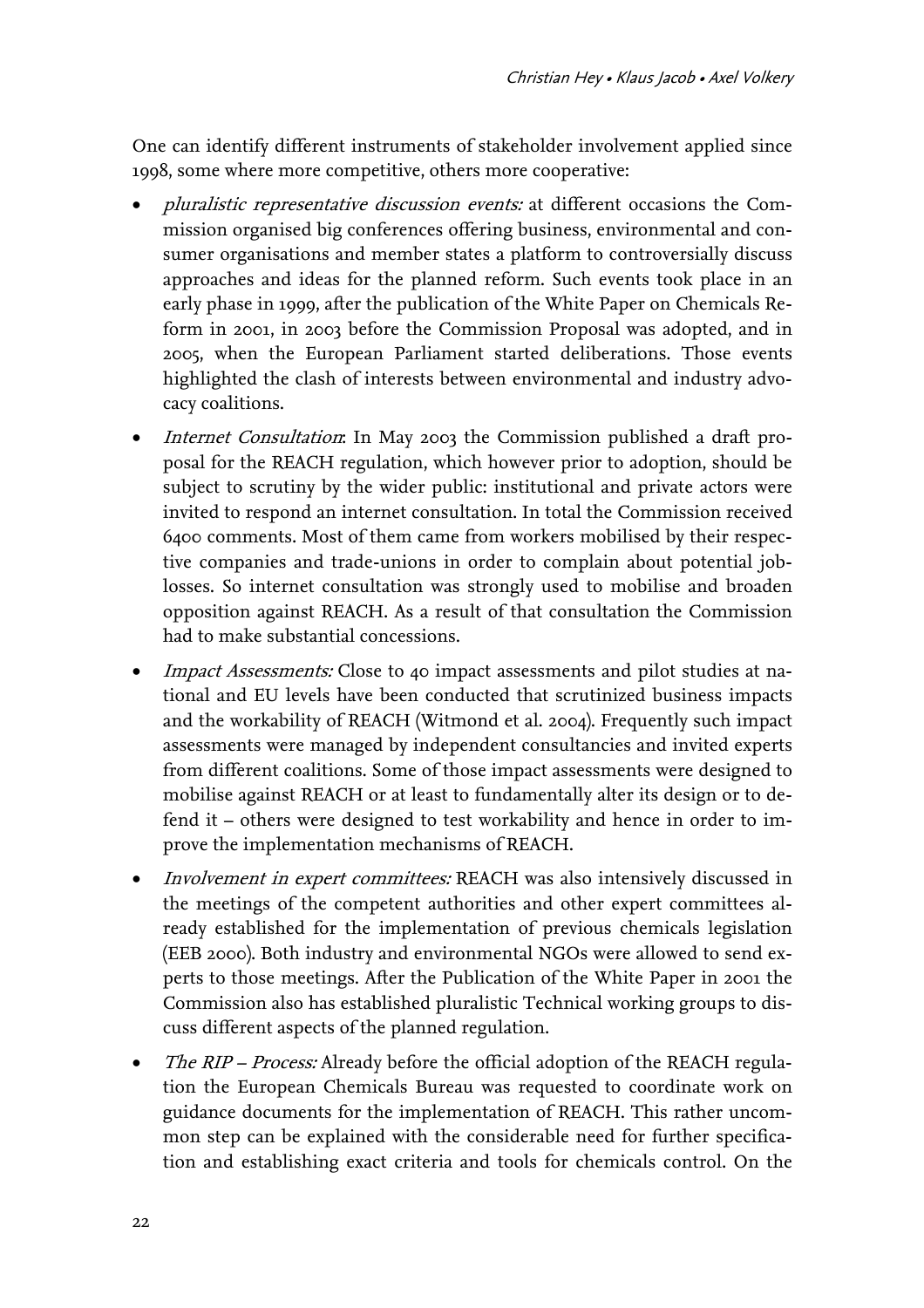One can identify different instruments of stakeholder involvement applied since 1998, some where more competitive, others more cooperative:

- *pluralistic representative discussion events:* at different occasions the Commission organised big conferences offering business, environmental and consumer organisations and member states a platform to controversially discuss approaches and ideas for the planned reform. Such events took place in an early phase in 1999, after the publication of the White Paper on Chemicals Reform in 2001, in 2003 before the Commission Proposal was adopted, and in 2005, when the European Parliament started deliberations. Those events highlighted the clash of interests between environmental and industry advocacy coalitions.
- *Internet Consultation*: In May 2003 the Commission published a draft proposal for the REACH regulation, which however prior to adoption, should be subject to scrutiny by the wider public: institutional and private actors were invited to respond an internet consultation. In total the Commission received 6400 comments. Most of them came from workers mobilised by their respective companies and trade-unions in order to complain about potential job-losses. So internet consultation was strongly used to mobilise and broaden opposition against REACH. As a result of that consultation the Commission had to make substantial concessions.
- *Impact Assessments:* Close to 40 impact assessments and pilot studies at national and EU levels have been conducted that scrutinized business impacts and the workability of REACH (Witmond et al. 2004). Frequently such impact assessments were managed by independent consultancies and invited experts from different coalitions. Some of those impact assessments were designed to mobilise against REACH or at least to fundamentally alter its design or to defend it – others were designed to test workability and hence in order to improve the implementation mechanisms of REACH.
- *Involvement in expert committees:* REACH was also intensively discussed in the meetings of the competent authorities and other expert committees already established for the implementation of previous chemicals legislation (EEB 2000). Both industry and environmental NGOs were allowed to send experts to those meetings. After the Publication of the White Paper in 2001 the Commission also has established pluralistic Technical working groups to discuss different aspects of the planned regulation.
- *The RIP – Process:* Already before the official adoption of the REACH regulation the European Chemicals Bureau was requested to coordinate work on guidance documents for the implementation of REACH. This rather uncommon step can be explained with the considerable need for further specification and establishing exact criteria and tools for chemicals control. On the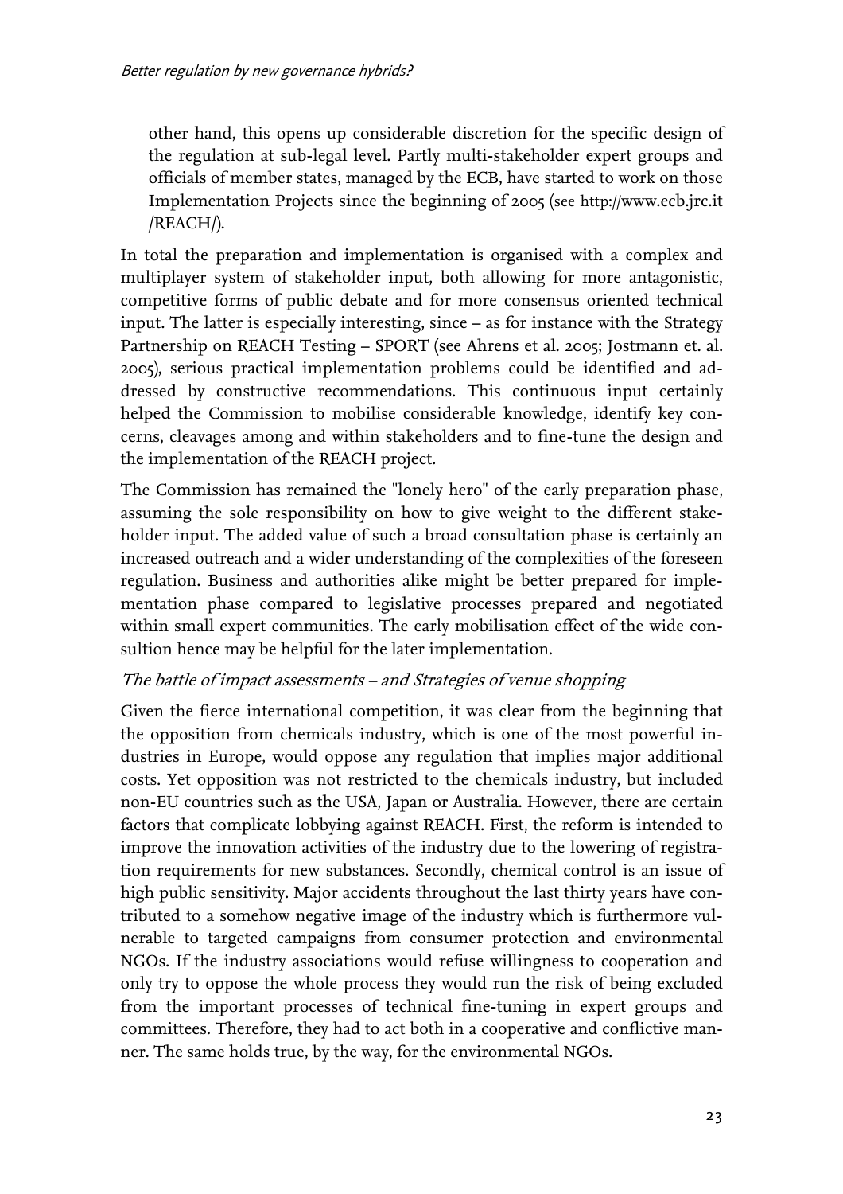other hand, this opens up considerable discretion for the specific design of the regulation at sub-legal level. Partly multi-stakeholder expert groups and officials of member states, managed by the ECB, have started to work on those Implementation Projects since the beginning of 2005 (see http://www.ecb.jrc.it/REACH/).

In total the preparation and implementation is organised with a complex and multiplayer system of stakeholder input, both allowing for more antagonistic, competitive forms of public debate and for more consensus oriented technical input. The latter is especially interesting, since – as for instance with the Strategy Partnership on REACH Testing – SPORT (see Ahrens et al. 2005; Jostmann et. al. 2005), serious practical implementation problems could be identified and addressed by constructive recommendations. This continuous input certainly helped the Commission to mobilise considerable knowledge, identify key concerns, cleavages among and within stakeholders and to fine-tune the design and the implementation of the REACH project.

The Commission has remained the "lonely hero" of the early preparation phase, assuming the sole responsibility on how to give weight to the different stakeholder input. The added value of such a broad consultation phase is certainly an increased outreach and a wider understanding of the complexities of the foreseen regulation. Business and authorities alike might be better prepared for implementation phase compared to legislative processes prepared and negotiated within small expert communities. The early mobilisation effect of the wide consultion hence may be helpful for the later implementation.

### *The battle of impact assessments – and Strategies of venue shopping*

Given the fierce international competition, it was clear from the beginning that the opposition from chemicals industry, which is one of the most powerful industries in Europe, would oppose any regulation that implies major additional costs. Yet opposition was not restricted to the chemicals industry, but included non-EU countries such as the USA, Japan or Australia. However, there are certain factors that complicate lobbying against REACH. First, the reform is intended to improve the innovation activities of the industry due to the lowering of registration requirements for new substances. Secondly, chemical control is an issue of high public sensitivity. Major accidents throughout the last thirty years have contributed to a somehow negative image of the industry which is furthermore vulnerable to targeted campaigns from consumer protection and environmental NGOs. If the industry associations would refuse willingness to cooperation and only try to oppose the whole process they would run the risk of being excluded from the important processes of technical fine-tuning in expert groups and committees. Therefore, they had to act both in a cooperative and conflictive manner. The same holds true, by the way, for the environmental NGOs.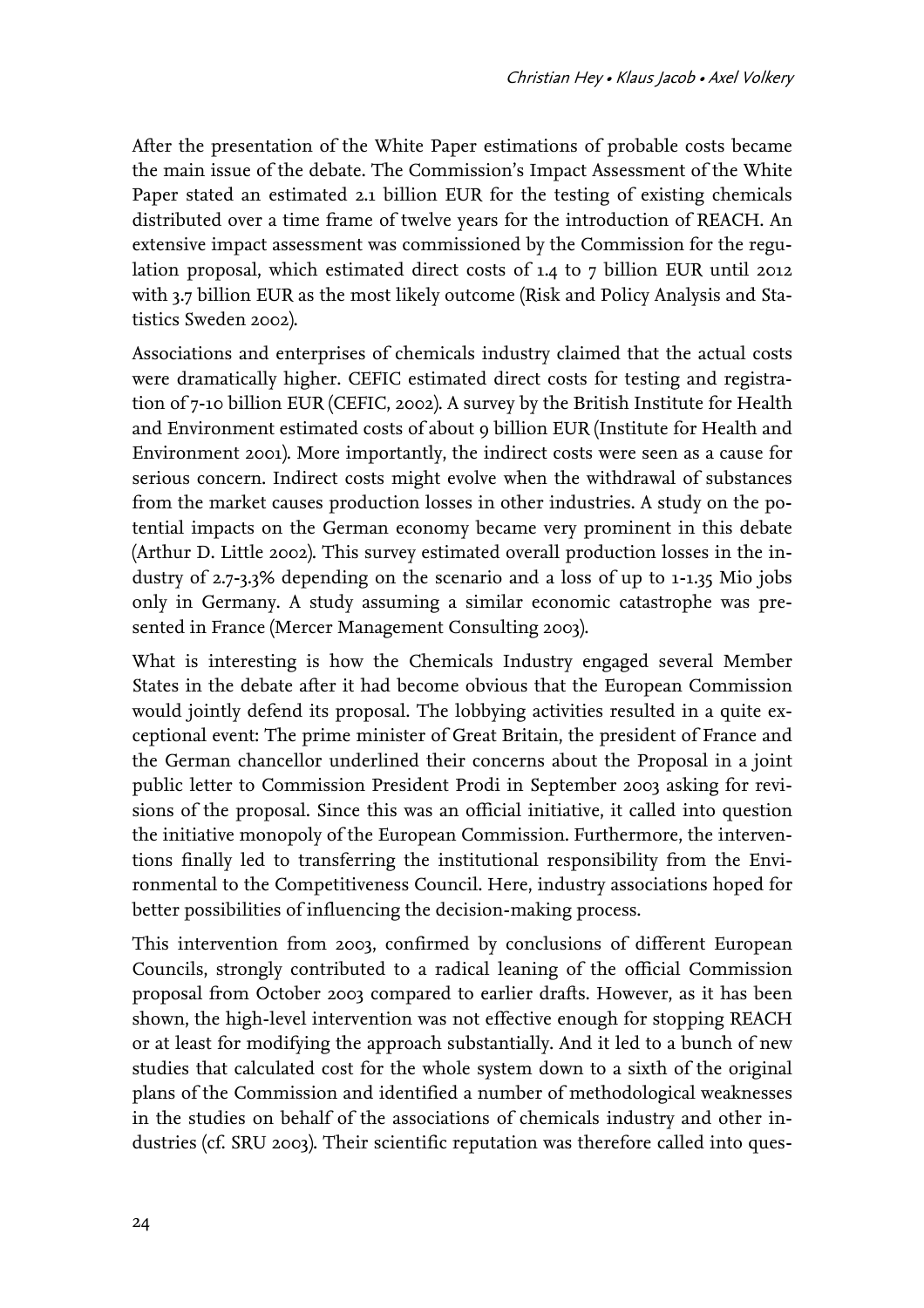After the presentation of the White Paper estimations of probable costs became the main issue of the debate. The Commission's Impact Assessment of the White Paper stated an estimated 2.1 billion EUR for the testing of existing chemicals distributed over a time frame of twelve years for the introduction of REACH. An extensive impact assessment was commissioned by the Commission for the regulation proposal, which estimated direct costs of 1.4 to 7 billion EUR until 2012 with 3.7 billion EUR as the most likely outcome (Risk and Policy Analysis and Statistics Sweden 2002).

Associations and enterprises of chemicals industry claimed that the actual costs were dramatically higher. CEFIC estimated direct costs for testing and registration of 7-10 billion EUR (CEFIC, 2002). A survey by the British Institute for Health and Environment estimated costs of about 9 billion EUR (Institute for Health and Environment 2001). More importantly, the indirect costs were seen as a cause for serious concern. Indirect costs might evolve when the withdrawal of substances from the market causes production losses in other industries. A study on the potential impacts on the German economy became very prominent in this debate (Arthur D. Little 2002). This survey estimated overall production losses in the industry of 2.7-3.3% depending on the scenario and a loss of up to 1-1.35 Mio jobs only in Germany. A study assuming a similar economic catastrophe was presented in France (Mercer Management Consulting 2003).

What is interesting is how the Chemicals Industry engaged several Member States in the debate after it had become obvious that the European Commission would jointly defend its proposal. The lobbying activities resulted in a quite exceptional event: The prime minister of Great Britain, the president of France and the German chancellor underlined their concerns about the Proposal in a joint public letter to Commission President Prodi in September 2003 asking for revisions of the proposal. Since this was an official initiative, it called into question the initiative monopoly of the European Commission. Furthermore, the interventions finally led to transferring the institutional responsibility from the Environmental to the Competitiveness Council. Here, industry associations hoped for better possibilities of influencing the decision-making process.

This intervention from 2003, confirmed by conclusions of different European Councils, strongly contributed to a radical leaning of the official Commission proposal from October 2003 compared to earlier drafts. However, as it has been shown, the high-level intervention was not effective enough for stopping REACH or at least for modifying the approach substantially. And it led to a bunch of new studies that calculated cost for the whole system down to a sixth of the original plans of the Commission and identified a number of methodological weaknesses in the studies on behalf of the associations of chemicals industry and other industries (cf. SRU 2003). Their scientific reputation was therefore called into ques-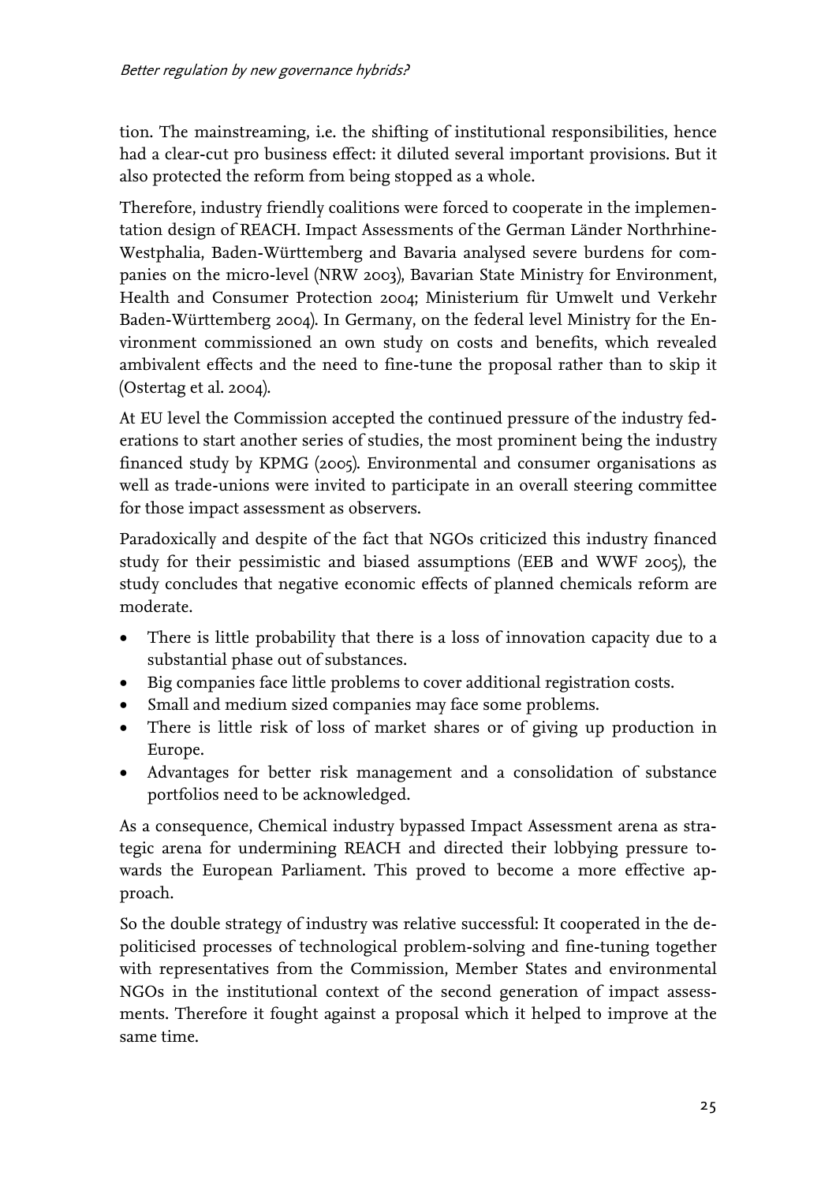tion. The mainstreaming, i.e. the shifting of institutional responsibilities, hence had a clear-cut pro business effect: it diluted several important provisions. But it also protected the reform from being stopped as a whole.

Therefore, industry friendly coalitions were forced to cooperate in the implementation design of REACH. Impact Assessments of the German Länder Northrhine-Westphalia, Baden-Württemberg and Bavaria analysed severe burdens for companies on the micro-level (NRW 2003), Bavarian State Ministry for Environment, Health and Consumer Protection 2004; Ministerium für Umwelt und Verkehr Baden-Württemberg 2004). In Germany, on the federal level Ministry for the Environment commissioned an own study on costs and benefits, which revealed ambivalent effects and the need to fine-tune the proposal rather than to skip it (Ostertag et al. 2004).

At EU level the Commission accepted the continued pressure of the industry federations to start another series of studies, the most prominent being the industry financed study by KPMG (2005). Environmental and consumer organisations as well as trade-unions were invited to participate in an overall steering committee for those impact assessment as observers.

Paradoxically and despite of the fact that NGOs criticized this industry financed study for their pessimistic and biased assumptions (EEB and WWF 2005), the study concludes that negative economic effects of planned chemicals reform are moderate.

- There is little probability that there is a loss of innovation capacity due to a substantial phase out of substances.
- Big companies face little problems to cover additional registration costs.
- Small and medium sized companies may face some problems.
- There is little risk of loss of market shares or of giving up production in Europe.
- Advantages for better risk management and a consolidation of substance portfolios need to be acknowledged.

As a consequence, Chemical industry bypassed Impact Assessment arena as strategic arena for undermining REACH and directed their lobbying pressure towards the European Parliament. This proved to become a more effective approach.

So the double strategy of industry was relative successful: It cooperated in the depoliticised processes of technological problem-solving and fine-tuning together with representatives from the Commission, Member States and environmental NGOs in the institutional context of the second generation of impact assessments. Therefore it fought against a proposal which it helped to improve at the same time.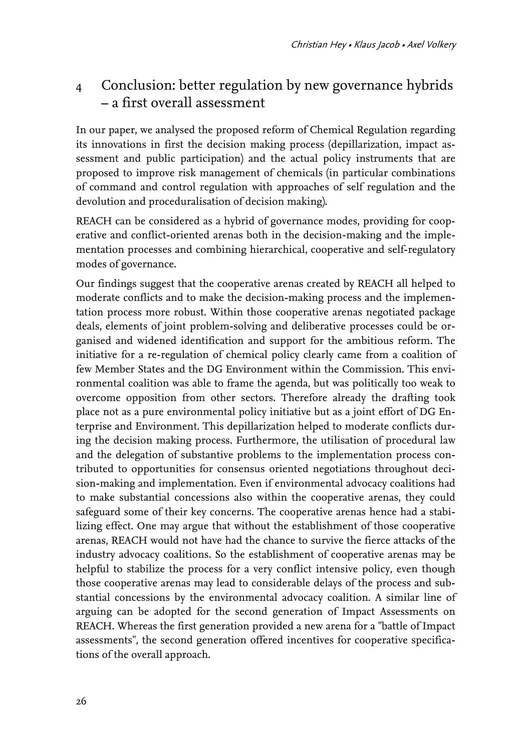## 4 Conclusion: better regulation by new governance hybrids – a first overall assessment

In our paper, we analysed the proposed reform of Chemical Regulation regarding its innovations in first the decision making process (depillarization, impact assessment and public participation) and the actual policy instruments that are proposed to improve risk management of chemicals (in particular combinations of command and control regulation with approaches of self regulation and the devolution and proceduralisation of decision making).

REACH can be considered as a hybrid of governance modes, providing for cooperative and conflict-oriented arenas both in the decision-making and the implementation processes and combining hierarchical, cooperative and self-regulatory modes of governance.

Our findings suggest that the cooperative arenas created by REACH all helped to moderate conflicts and to make the decision-making process and the implementation process more robust. Within those cooperative arenas negotiated package deals, elements of joint problem-solving and deliberative processes could be organised and widened identification and support for the ambitious reform. The initiative for a re-regulation of chemical policy clearly came from a coalition of few Member States and the DG Environment within the Commission. This environmental coalition was able to frame the agenda, but was politically too weak to overcome opposition from other sectors. Therefore already the drafting took place not as a pure environmental policy initiative but as a joint effort of DG Enterprise and Environment. This depillarization helped to moderate conflicts during the decision making process. Furthermore, the utilisation of procedural law and the delegation of substantive problems to the implementation process contributed to opportunities for consensus oriented negotiations throughout decision-making and implementation. Even if environmental advocacy coalitions had to make substantial concessions also within the cooperative arenas, they could safeguard some of their key concerns. The cooperative arenas hence had a stabilizing effect. One may argue that without the establishment of those cooperative arenas, REACH would not have had the chance to survive the fierce attacks of the industry advocacy coalitions. So the establishment of cooperative arenas may be helpful to stabilize the process for a very conflict intensive policy, even though those cooperative arenas may lead to considerable delays of the process and substantial concessions by the environmental advocacy coalition. A similar line of arguing can be adopted for the second generation of Impact Assessments on REACH. Whereas the first generation provided a new arena for a "battle of Impact assessments", the second generation offered incentives for cooperative specifications of the overall approach.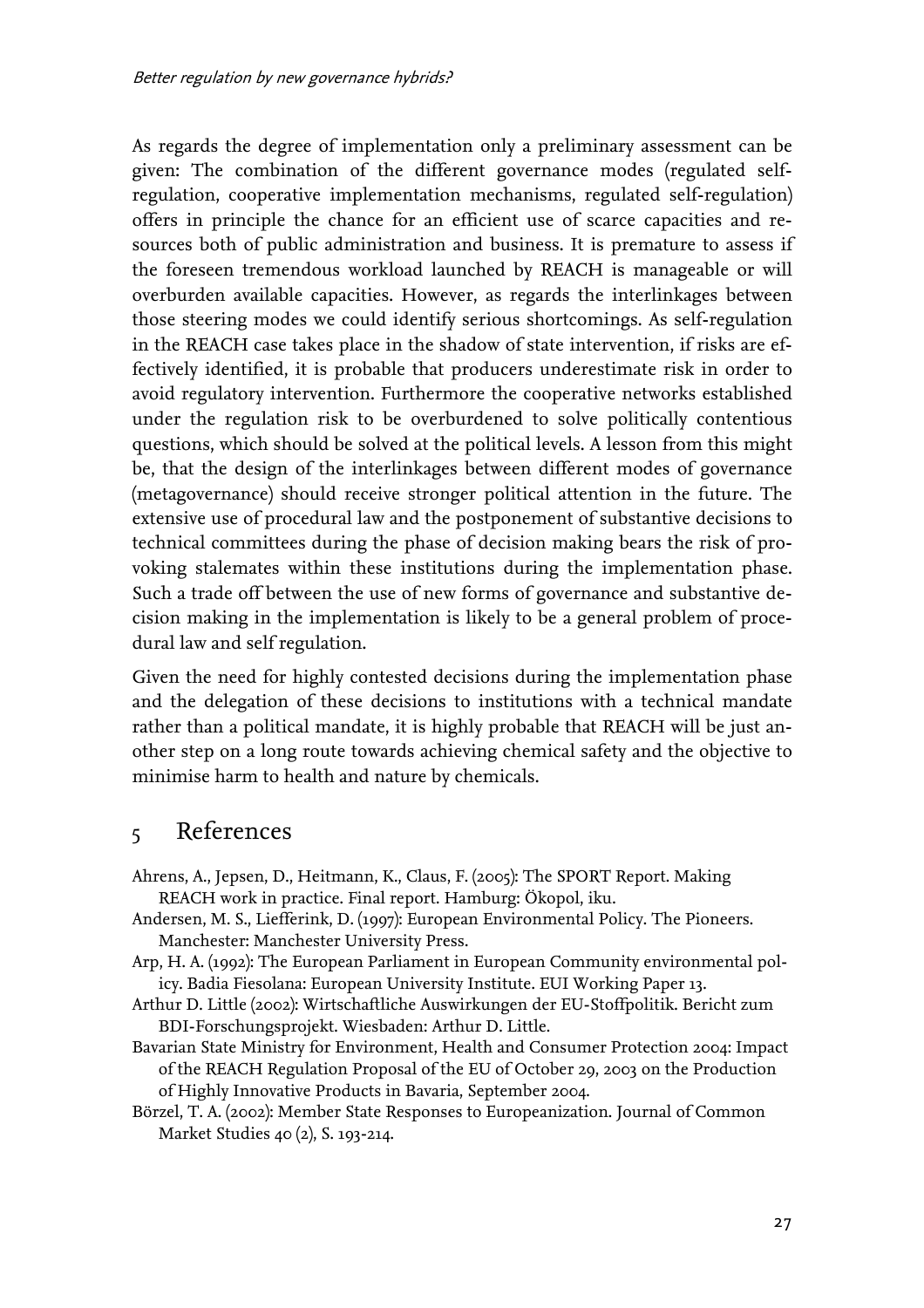As regards the degree of implementation only a preliminary assessment can be given: The combination of the different governance modes (regulated self-regulation, cooperative implementation mechanisms, regulated self-regulation) offers in principle the chance for an efficient use of scarce capacities and resources both of public administration and business. It is premature to assess if the foreseen tremendous workload launched by REACH is manageable or will overburden available capacities. However, as regards the interlinkages between those steering modes we could identify serious shortcomings. As self-regulation in the REACH case takes place in the shadow of state intervention, if risks are effectively identified, it is probable that producers underestimate risk in order to avoid regulatory intervention. Furthermore the cooperative networks established under the regulation risk to be overburdened to solve politically contentious questions, which should be solved at the political levels. A lesson from this might be, that the design of the interlinkages between different modes of governance (metagovernance) should receive stronger political attention in the future. The extensive use of procedural law and the postponement of substantive decisions to technical committees during the phase of decision making bears the risk of provoking stalemates within these institutions during the implementation phase. Such a trade off between the use of new forms of governance and substantive decision making in the implementation is likely to be a general problem of procedural law and self regulation.

Given the need for highly contested decisions during the implementation phase and the delegation of these decisions to institutions with a technical mandate rather than a political mandate, it is highly probable that REACH will be just another step on a long route towards achieving chemical safety and the objective to minimise harm to health and nature by chemicals.

# 5 References

Ahrens, A., Jepsen, D., Heitmann, K., Claus, F. (2005): The SPORT Report. Making REACH work in practice. Final report. Hamburg: Ökopol, iku.

Andersen, M. S., Liefferink, D. (1997): European Environmental Policy. The Pioneers. Manchester: Manchester University Press.

Arp, H. A. (1992): The European Parliament in European Community environmental policy. Badia Fiesolana: European University Institute. EUI Working Paper 13.

Arthur D. Little (2002): Wirtschaftliche Auswirkungen der EU-Stoffpolitik. Bericht zum BDI-Forschungsprojekt. Wiesbaden: Arthur D. Little.

Bavarian State Ministry for Environment, Health and Consumer Protection 2004: Impact of the REACH Regulation Proposal of the EU of October 29, 2003 on the Production of Highly Innovative Products in Bavaria, September 2004.

Börzel, T. A. (2002): Member State Responses to Europeanization. Journal of Common Market Studies 40 (2), S. 193-214.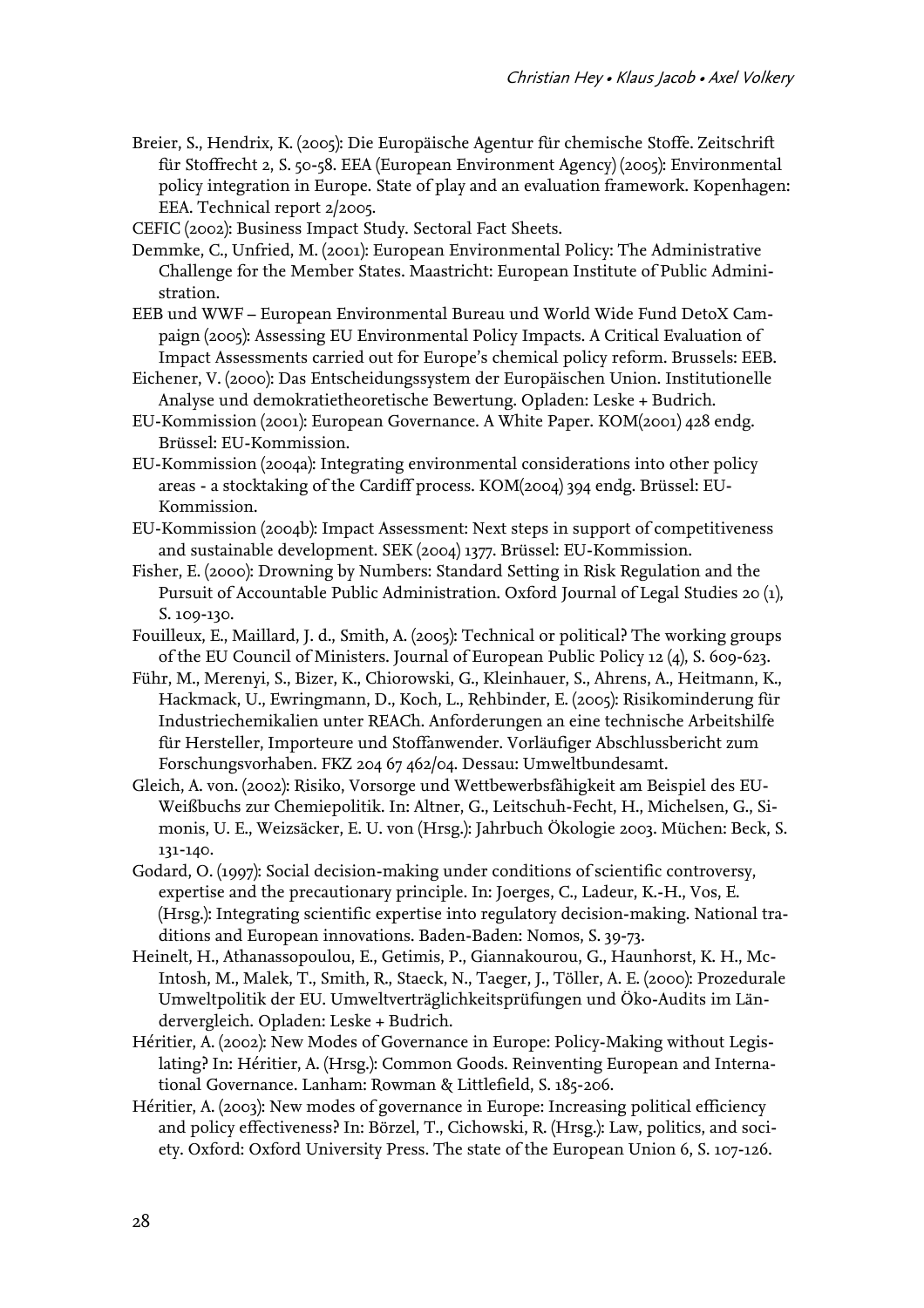Breier, S., Hendrix, K. (2005): Die Europäische Agentur für chemische Stoffe. Zeitschrift für Stoffrecht 2, S. 50-58. EEA (European Environment Agency) (2005): Environmental policy integration in Europe. State of play and an evaluation framework. Kopenhagen: EEA. Technical report 2/2005.

CEFIC (2002): Business Impact Study. Sectoral Fact Sheets.

Demmke, C., Unfried, M. (2001): European Environmental Policy: The Administrative Challenge for the Member States. Maastricht: European Institute of Public Administration.

EEB und WWF – European Environmental Bureau und World Wide Fund DetoX Campaign (2005): Assessing EU Environmental Policy Impacts. A Critical Evaluation of Impact Assessments carried out for Europe's chemical policy reform. Brussels: EEB.

Eichener, V. (2000): Das Entscheidungssystem der Europäischen Union. Institutionelle Analyse und demokratietheoretische Bewertung. Opladen: Leske + Budrich.

EU-Kommission (2001): European Governance. A White Paper. KOM(2001) 428 endg. Brüssel: EU-Kommission.

EU-Kommission (2004a): Integrating environmental considerations into other policy areas - a stocktaking of the Cardiff process. KOM(2004) 394 endg. Brüssel: EU-Kommission.

EU-Kommission (2004b): Impact Assessment: Next steps in support of competitiveness and sustainable development. SEK (2004) 1377. Brüssel: EU-Kommission.

Fisher, E. (2000): Drowning by Numbers: Standard Setting in Risk Regulation and the Pursuit of Accountable Public Administration. Oxford Journal of Legal Studies 20 (1), S. 109-130.

Fouilleux, E., Maillard, J. d., Smith, A. (2005): Technical or political? The working groups of the EU Council of Ministers. Journal of European Public Policy 12 (4), S. 609-623.

Führ, M., Merenyi, S., Bizer, K., Chiorowski, G., Kleinhauer, S., Ahrens, A., Heitmann, K., Hackmack, U., Ewringmann, D., Koch, L., Rehbinder, E. (2005): Risikominderung für Industriechemikalien unter REACh. Anforderungen an eine technische Arbeitshilfe für Hersteller, Importeure und Stoffanwender. Vorläufiger Abschlussbericht zum Forschungsvorhaben. FKZ 204 67 462/04. Dessau: Umweltbundesamt.

Gleich, A. von. (2002): Risiko, Vorsorge und Wettbewerbsfähigkeit am Beispiel des EU-Weißbuchs zur Chemiepolitik. In: Altner, G., Leitschuh-Fecht, H., Michelsen, G., Simonis, U. E., Weizsäcker, E. U. von (Hrsg.): Jahrbuch Ökologie 2003. Müchen: Beck, S. 131-140.

Godard, O. (1997): Social decision-making under conditions of scientific controversy, expertise and the precautionary principle. In: Joerges, C., Ladeur, K.-H., Vos, E. (Hrsg.): Integrating scientific expertise into regulatory decision-making. National traditions and European innovations. Baden-Baden: Nomos, S. 39-73.

Heinelt, H., Athanassopoulou, E., Getimis, P., Giannakourou, G., Haunhorst, K. H., McIntosh, M., Malek, T., Smith, R., Staeck, N., Taeger, J., Töller, A. E. (2000): Prozedurale Umweltpolitik der EU. Umweltverträglichkeitsprüfungen und Öko-Audits im Ländervergleich. Opladen: Leske + Budrich.

Héritier, A. (2002): New Modes of Governance in Europe: Policy-Making without Legislating? In: Héritier, A. (Hrsg.): Common Goods. Reinventing European and International Governance. Lanham: Rowman & Littlefield, S. 185-206.

Héritier, A. (2003): New modes of governance in Europe: Increasing political efficiency and policy effectiveness? In: Börzel, T., Cichowski, R. (Hrsg.): Law, politics, and society. Oxford: Oxford University Press. The state of the European Union 6, S. 107-126.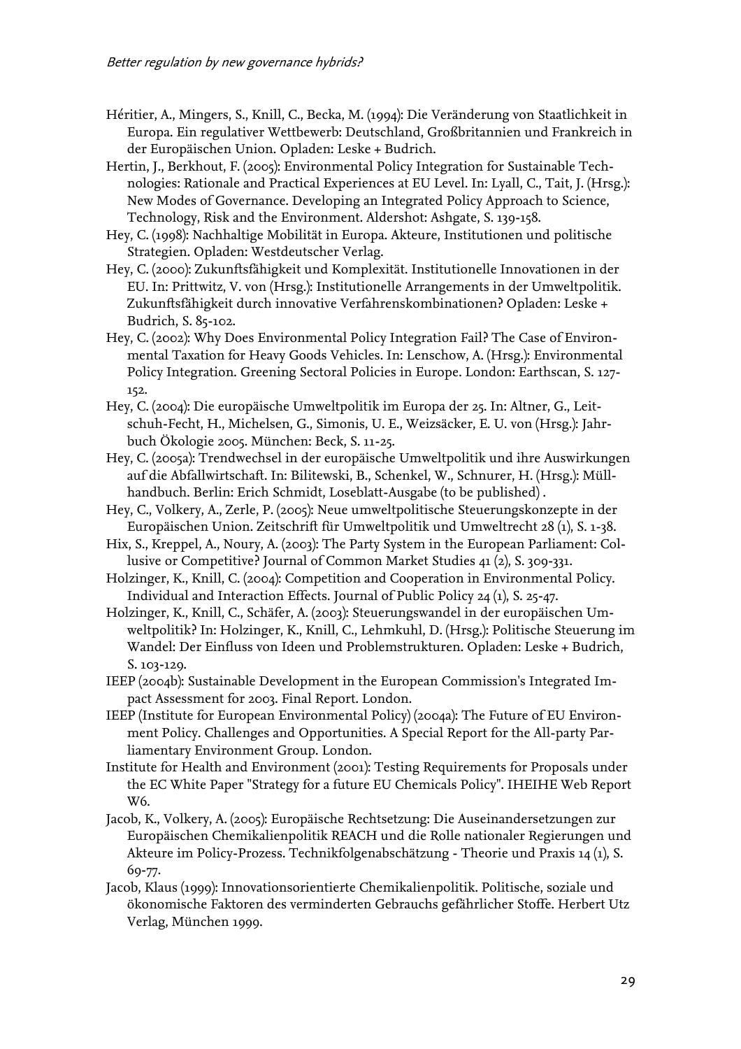Héritier, A., Mingers, S., Knill, C., Becka, M. (1994): Die Veränderung von Staatlichkeit in Europa. Ein regulativer Wettbewerb: Deutschland, Großbritannien und Frankreich in der Europäischen Union. Opladen: Leske + Budrich.

Hertin, J., Berkhout, F. (2005): Environmental Policy Integration for Sustainable Technologies: Rationale and Practical Experiences at EU Level. In: Lyall, C., Tait, J. (Hrsg.): New Modes of Governance. Developing an Integrated Policy Approach to Science, Technology, Risk and the Environment. Aldershot: Ashgate, S. 139-158.

Hey, C. (1998): Nachhaltige Mobilität in Europa. Akteure, Institutionen und politische Strategien. Opladen: Westdeutscher Verlag.

Hey, C. (2000): Zukunftsfähigkeit und Komplexität. Institutionelle Innovationen in der EU. In: Prittwitz, V. von (Hrsg.): Institutionelle Arrangements in der Umweltpolitik. Zukunftsfähigkeit durch innovative Verfahrenskombinationen? Opladen: Leske + Budrich, S. 85-102.

Hey, C. (2002): Why Does Environmental Policy Integration Fail? The Case of Environmental Taxation for Heavy Goods Vehicles. In: Lenschow, A. (Hrsg.): Environmental Policy Integration. Greening Sectoral Policies in Europe. London: Earthscan, S. 127-152.

Hey, C. (2004): Die europäische Umweltpolitik im Europa der 25. In: Altner, G., Leitschuh-Fecht, H., Michelsen, G., Simonis, U. E., Weizsäcker, E. U. von (Hrsg.): Jahrbuch Ökologie 2005. München: Beck, S. 11-25.

Hey, C. (2005a): Trendwechsel in der europäische Umweltpolitik und ihre Auswirkungen auf die Abfallwirtschaft. In: Bilitewski, B., Schenkel, W., Schnurer, H. (Hrsg.): Müllhandbuch. Berlin: Erich Schmidt, Loseblatt-Ausgabe (to be published) .

Hey, C., Volkery, A., Zerle, P. (2005): Neue umweltpolitische Steuerungskonzepte in der Europäischen Union. Zeitschrift für Umweltpolitik und Umweltrecht 28 (1), S. 1-38.

Hix, S., Kreppel, A., Noury, A. (2003): The Party System in the European Parliament: Collusive or Competitive? Journal of Common Market Studies 41 (2), S. 309-331.

Holzinger, K., Knill, C. (2004): Competition and Cooperation in Environmental Policy. Individual and Interaction Effects. Journal of Public Policy 24 (1), S. 25-47.

Holzinger, K., Knill, C., Schäfer, A. (2003): Steuerungswandel in der europäischen Umweltpolitik? In: Holzinger, K., Knill, C., Lehmkuhl, D. (Hrsg.): Politische Steuerung im Wandel: Der Einfluss von Ideen und Problemstrukturen. Opladen: Leske + Budrich, S. 103-129.

IEEP (2004b): Sustainable Development in the European Commission's Integrated Impact Assessment for 2003. Final Report. London.

IEEP (Institute for European Environmental Policy) (2004a): The Future of EU Environment Policy. Challenges and Opportunities. A Special Report for the All-party Parliamentary Environment Group. London.

Institute for Health and Environment (2001): Testing Requirements for Proposals under the EC White Paper "Strategy for a future EU Chemicals Policy". IHEIHE Web Report W6.

Jacob, K., Volkery, A. (2005): Europäische Rechtsetzung: Die Auseinandersetzungen zur Europäischen Chemikalienpolitik REACH und die Rolle nationaler Regierungen und Akteure im Policy-Prozess. Technikfolgenabschätzung - Theorie und Praxis 14 (1), S. 69-77.

Jacob, Klaus (1999): Innovationsorientierte Chemikalienpolitik. Politische, soziale und ökonomische Faktoren des verminderten Gebrauchs gefährlicher Stoffe. Herbert Utz Verlag, München 1999.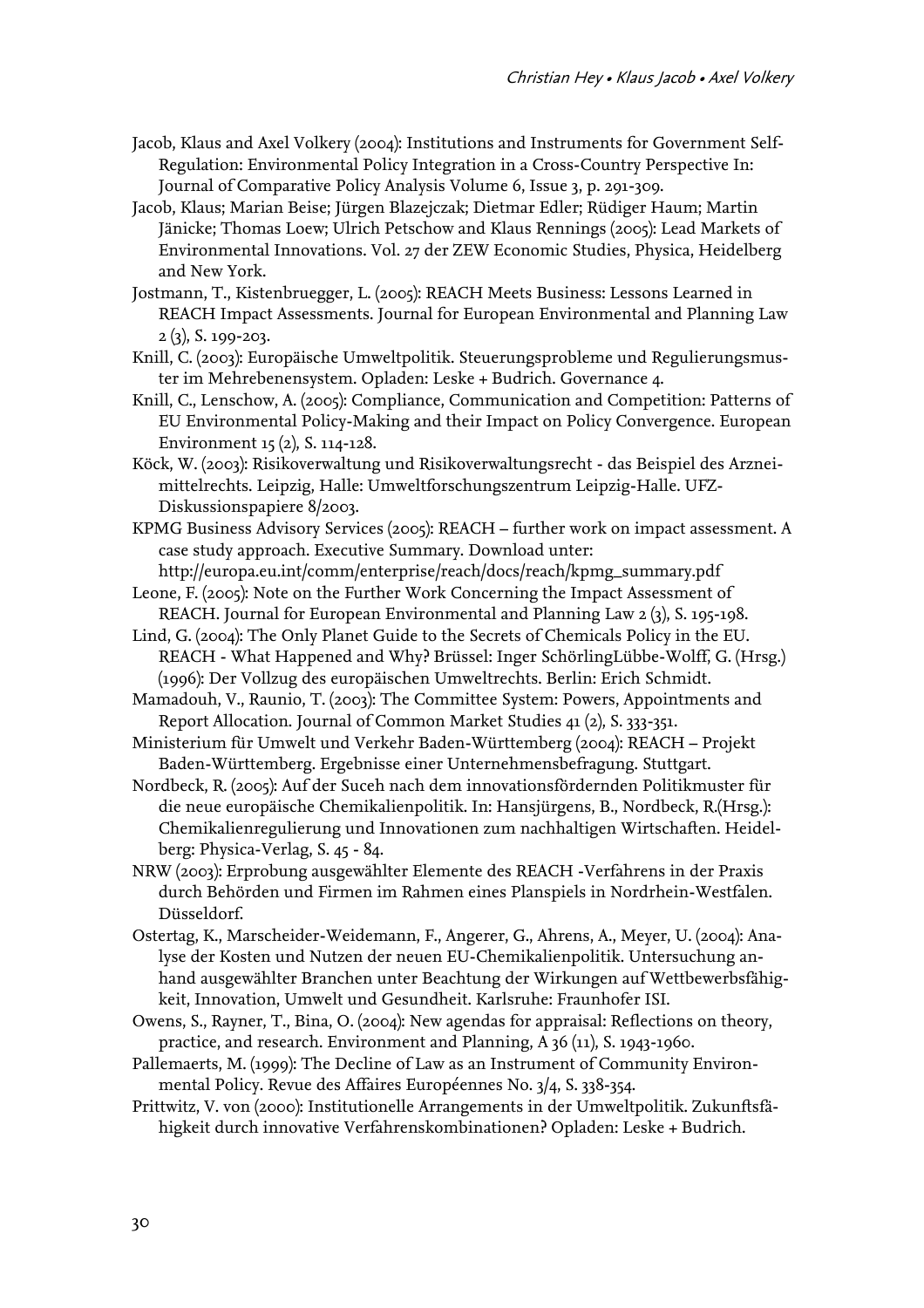Jacob, Klaus and Axel Volkery (2004): Institutions and Instruments for Government Self-Regulation: Environmental Policy Integration in a Cross-Country Perspective In: Journal of Comparative Policy Analysis Volume 6, Issue 3, p. 291-309.

Jacob, Klaus; Marian Beise; Jürgen Blazejczak; Dietmar Edler; Rüdiger Haum; Martin Jänicke; Thomas Loew; Ulrich Petschow and Klaus Rennings (2005): Lead Markets of Environmental Innovations. Vol. 27 der ZEW Economic Studies, Physica, Heidelberg and New York.

Jostmann, T., Kistenbruegger, L. (2005): REACH Meets Business: Lessons Learned in REACH Impact Assessments. Journal for European Environmental and Planning Law 2 (3), S. 199-203.

Knill, C. (2003): Europäische Umweltpolitik. Steuerungsprobleme und Regulierungsmuster im Mehrebenensystem. Opladen: Leske + Budrich. Governance 4.

Knill, C., Lenschow, A. (2005): Compliance, Communication and Competition: Patterns of EU Environmental Policy-Making and their Impact on Policy Convergence. European Environment 15 (2), S. 114-128.

Köck, W. (2003): Risikoverwaltung und Risikoverwaltungsrecht - das Beispiel des Arzneimittelrechts. Leipzig, Halle: Umweltforschungszentrum Leipzig-Halle. UFZ-Diskussionspapiere 8/2003.

KPMG Business Advisory Services (2005): REACH – further work on impact assessment. A case study approach. Executive Summary. Download unter: http://europa.eu.int/comm/enterprise/reach/docs/reach/kpmg_summary.pdf

Leone, F. (2005): Note on the Further Work Concerning the Impact Assessment of REACH. Journal for European Environmental and Planning Law 2 (3), S. 195-198.

Lind, G. (2004): The Only Planet Guide to the Secrets of Chemicals Policy in the EU. REACH - What Happened and Why? Brüssel: Inger SchörlingLübbe-Wolff, G. (Hrsg.) (1996): Der Vollzug des europäischen Umweltrechts. Berlin: Erich Schmidt.

Mamadouh, V., Raunio, T. (2003): The Committee System: Powers, Appointments and Report Allocation. Journal of Common Market Studies 41 (2), S. 333-351.

Ministerium für Umwelt und Verkehr Baden-Württemberg (2004): REACH – Projekt Baden-Württemberg. Ergebnisse einer Unternehmensbefragung. Stuttgart.

Nordbeck, R. (2005): Auf der Suceh nach dem innovationsfördernden Politikmuster für die neue europäische Chemikalienpolitik. In: Hansjürgens, B., Nordbeck, R.(Hrsg.): Chemikalienregulierung und Innovationen zum nachhaltigen Wirtschaften. Heidelberg: Physica-Verlag, S. 45 - 84.

NRW (2003): Erprobung ausgewählter Elemente des REACH -Verfahrens in der Praxis durch Behörden und Firmen im Rahmen eines Planspiels in Nordrhein-Westfalen. Düsseldorf.

Ostertag, K., Marscheider-Weidemann, F., Angerer, G., Ahrens, A., Meyer, U. (2004): Analyse der Kosten und Nutzen der neuen EU-Chemikalienpolitik. Untersuchung anhand ausgewählter Branchen unter Beachtung der Wirkungen auf Wettbewerbsfähigkeit, Innovation, Umwelt und Gesundheit. Karlsruhe: Fraunhofer ISI.

Owens, S., Rayner, T., Bina, O. (2004): New agendas for appraisal: Reflections on theory, practice, and research. Environment and Planning, A 36 (11), S. 1943-1960.

Pallemaerts, M. (1999): The Decline of Law as an Instrument of Community Environmental Policy. Revue des Affaires Européennes No. 3/4, S. 338-354.

Prittwitz, V. von (2000): Institutionelle Arrangements in der Umweltpolitik. Zukunftsfähigkeit durch innovative Verfahrenskombinationen? Opladen: Leske + Budrich.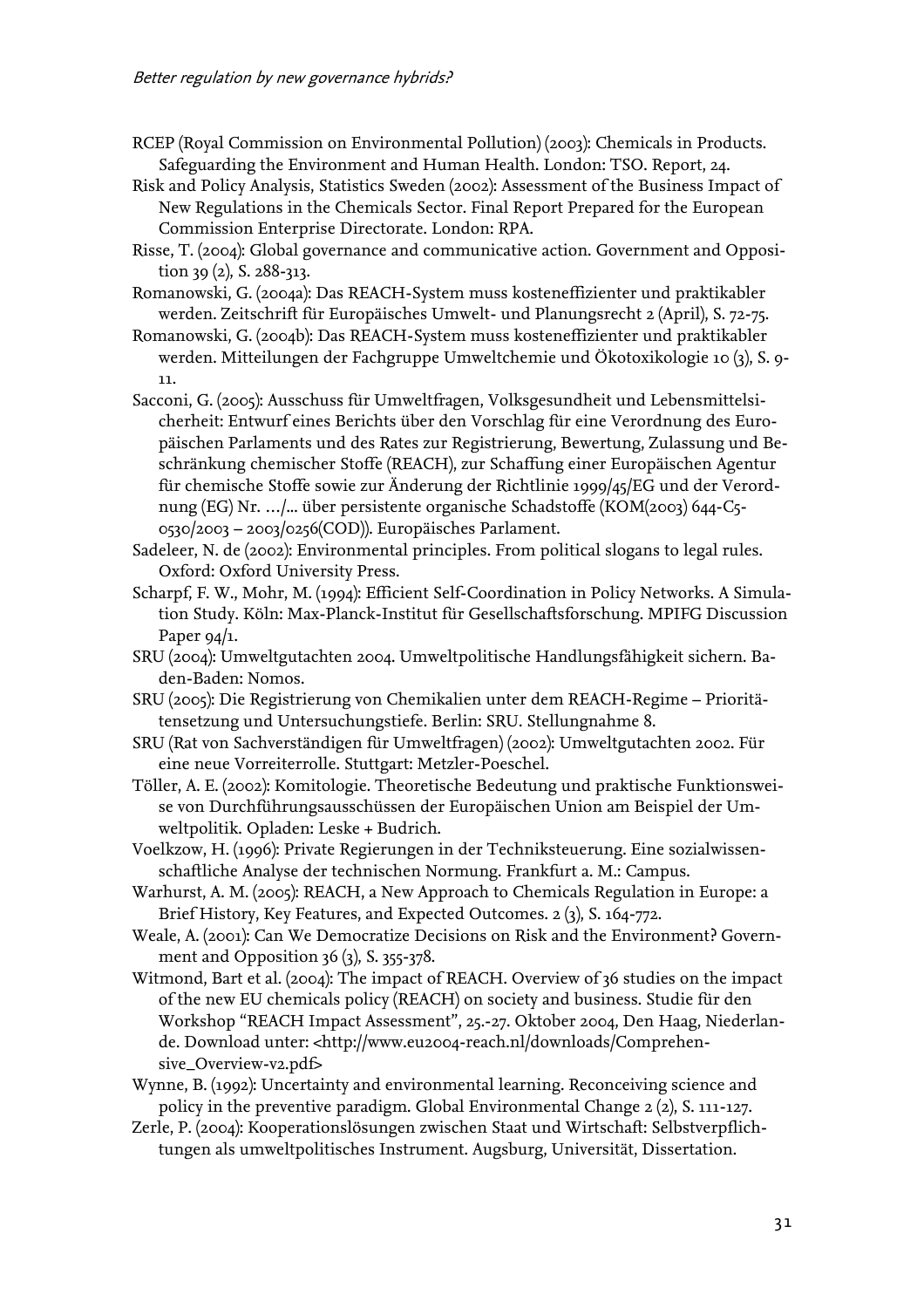RCEP (Royal Commission on Environmental Pollution) (2003): Chemicals in Products. Safeguarding the Environment and Human Health. London: TSO. Report, 24.

Risk and Policy Analysis, Statistics Sweden (2002): Assessment of the Business Impact of New Regulations in the Chemicals Sector. Final Report Prepared for the European Commission Enterprise Directorate. London: RPA.

Risse, T. (2004): Global governance and communicative action. Government and Opposition 39 (2), S. 288-313.

Romanowski, G. (2004a): Das REACH-System muss kosteneffizienter und praktikabler werden. Zeitschrift für Europäisches Umwelt- und Planungsrecht 2 (April), S. 72-75.

Romanowski, G. (2004b): Das REACH-System muss kosteneffizienter und praktikabler werden. Mitteilungen der Fachgruppe Umweltchemie und Ökotoxikologie 10 (3), S. 9-11.

Sacconi, G. (2005): Ausschuss für Umweltfragen, Volksgesundheit und Lebensmittelsicherheit: Entwurf eines Berichts über den Vorschlag für eine Verordnung des Europäischen Parlaments und des Rates zur Registrierung, Bewertung, Zulassung und Beschränkung chemischer Stoffe (REACH), zur Schaffung einer Europäischen Agentur für chemische Stoffe sowie zur Änderung der Richtlinie 1999/45/EG und der Verordnung (EG) Nr. …/... über persistente organische Schadstoffe (KOM(2003) 644-C5-0530/2003 – 2003/0256(COD)). Europäisches Parlament.

Sadeleer, N. de (2002): Environmental principles. From political slogans to legal rules. Oxford: Oxford University Press.

Scharpf, F. W., Mohr, M. (1994): Efficient Self-Coordination in Policy Networks. A Simulation Study. Köln: Max-Planck-Institut für Gesellschaftsforschung. MPIFG Discussion Paper 94/1.

SRU (2004): Umweltgutachten 2004. Umweltpolitische Handlungsfähigkeit sichern. Baden-Baden: Nomos.

SRU (2005): Die Registrierung von Chemikalien unter dem REACH-Regime – Prioritätensetzung und Untersuchungstiefe. Berlin: SRU. Stellungnahme 8.

SRU (Rat von Sachverständigen für Umweltfragen) (2002): Umweltgutachten 2002. Für eine neue Vorreiterrolle. Stuttgart: Metzler-Poeschel.

Töller, A. E. (2002): Komitologie. Theoretische Bedeutung und praktische Funktionsweise von Durchführungsausschüssen der Europäischen Union am Beispiel der Umweltpolitik. Opladen: Leske + Budrich.

Voelkzow, H. (1996): Private Regierungen in der Techniksteuerung. Eine sozialwissenschaftliche Analyse der technischen Normung. Frankfurt a. M.: Campus.

Warhurst, A. M. (2005): REACH, a New Approach to Chemicals Regulation in Europe: a Brief History, Key Features, and Expected Outcomes. 2 (3), S. 164-772.

Weale, A. (2001): Can We Democratize Decisions on Risk and the Environment? Government and Opposition 36 (3), S. 355-378.

Witmond, Bart et al. (2004): The impact of REACH. Overview of 36 studies on the impact of the new EU chemicals policy (REACH) on society and business. Studie für den Workshop "REACH Impact Assessment", 25.-27. Oktober 2004, Den Haag, Niederlande. Download unter: <http://www.eu2004-reach.nl/downloads/Comprehensive_Overview-v2.pdf>

Wynne, B. (1992): Uncertainty and environmental learning. Reconceiving science and policy in the preventive paradigm. Global Environmental Change 2 (2), S. 111-127.

Zerle, P. (2004): Kooperationslösungen zwischen Staat und Wirtschaft: Selbstverpflichtungen als umweltpolitisches Instrument. Augsburg, Universität, Dissertation.